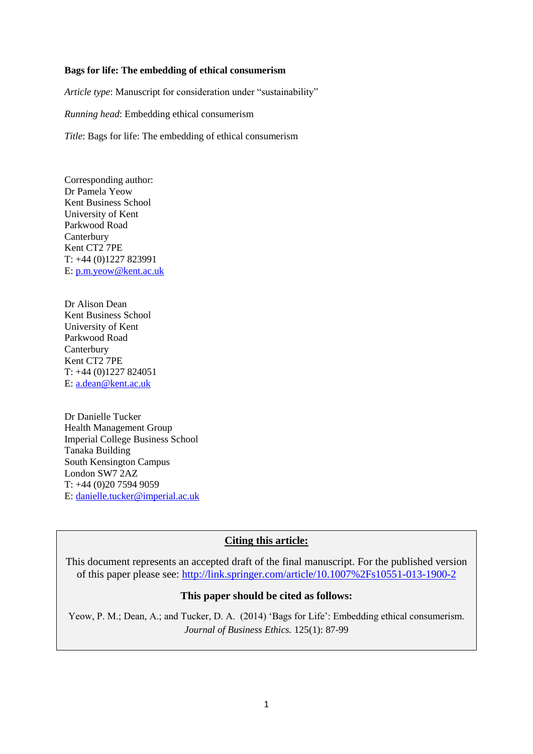**Bags for life: The embedding of ethical consumerism**

*Article type*: Manuscript for consideration under "sustainability"

*Running head*: Embedding ethical consumerism

*Title*: Bags for life: The embedding of ethical consumerism

Corresponding author:  
Dr Pamela Yeow  
Kent Business School  
University of Kent  
Parkwood Road  
Canterbury  
Kent CT2 7PE  
T: +44 (0)1227 823991  
E: p.m.yeow@kent.ac.uk

Dr Alison Dean  
Kent Business School  
University of Kent  
Parkwood Road  
Canterbury  
Kent CT2 7PE  
T: +44 (0)1227 824051  
E: a.dean@kent.ac.uk

Dr Danielle Tucker  
Health Management Group  
Imperial College Business School  
Tanaka Building  
South Kensington Campus  
London SW7 2AZ  
T: +44 (0)20 7594 9059  
E: danielle.tucker@imperial.ac.uk

**Citing this article:**

This document represents an accepted draft of the final manuscript. For the published version of this paper please see: http://link.springer.com/article/10.1007%2Fs10551-013-1900-2

**This paper should be cited as follows:**

Yeow, P. M.; Dean, A.; and Tucker, D. A. (2014) 'Bags for Life': Embedding ethical consumerism. *Journal of Business Ethics.* 125(1): 87-99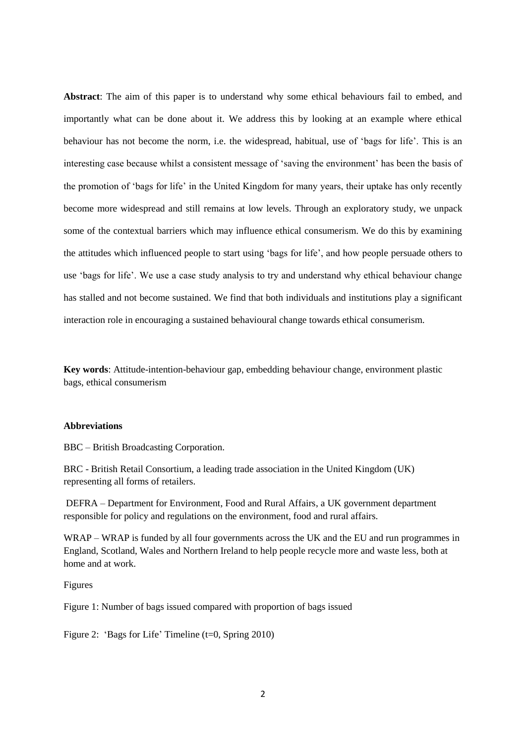**Abstract**: The aim of this paper is to understand why some ethical behaviours fail to embed, and importantly what can be done about it. We address this by looking at an example where ethical behaviour has not become the norm, i.e. the widespread, habitual, use of 'bags for life'. This is an interesting case because whilst a consistent message of 'saving the environment' has been the basis of the promotion of 'bags for life' in the United Kingdom for many years, their uptake has only recently become more widespread and still remains at low levels. Through an exploratory study, we unpack some of the contextual barriers which may influence ethical consumerism. We do this by examining the attitudes which influenced people to start using 'bags for life', and how people persuade others to use 'bags for life'. We use a case study analysis to try and understand why ethical behaviour change has stalled and not become sustained. We find that both individuals and institutions play a significant interaction role in encouraging a sustained behavioural change towards ethical consumerism.

**Key words**: Attitude-intention-behaviour gap, embedding behaviour change, environment plastic bags, ethical consumerism

**Abbreviations**

BBC – British Broadcasting Corporation.

BRC - British Retail Consortium, a leading trade association in the United Kingdom (UK) representing all forms of retailers.

DEFRA – Department for Environment, Food and Rural Affairs, a UK government department responsible for policy and regulations on the environment, food and rural affairs.

WRAP – WRAP is funded by all four governments across the UK and the EU and run programmes in England, Scotland, Wales and Northern Ireland to help people recycle more and waste less, both at home and at work.

Figures

Figure 1: Number of bags issued compared with proportion of bags issued

Figure 2: 'Bags for Life' Timeline (t=0, Spring 2010)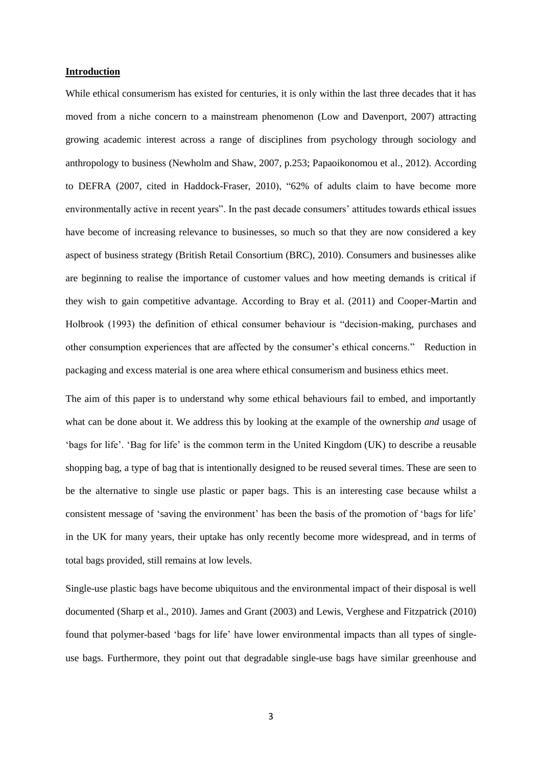## Introduction

While ethical consumerism has existed for centuries, it is only within the last three decades that it has moved from a niche concern to a mainstream phenomenon (Low and Davenport, 2007) attracting growing academic interest across a range of disciplines from psychology through sociology and anthropology to business (Newholm and Shaw, 2007, p.253; Papaoikonomou et al., 2012). According to DEFRA (2007, cited in Haddock-Fraser, 2010), "62% of adults claim to have become more environmentally active in recent years". In the past decade consumers' attitudes towards ethical issues have become of increasing relevance to businesses, so much so that they are now considered a key aspect of business strategy (British Retail Consortium (BRC), 2010). Consumers and businesses alike are beginning to realise the importance of customer values and how meeting demands is critical if they wish to gain competitive advantage. According to Bray et al. (2011) and Cooper-Martin and Holbrook (1993) the definition of ethical consumer behaviour is "decision-making, purchases and other consumption experiences that are affected by the consumer's ethical concerns." Reduction in packaging and excess material is one area where ethical consumerism and business ethics meet.

The aim of this paper is to understand why some ethical behaviours fail to embed, and importantly what can be done about it. We address this by looking at the example of the ownership *and* usage of 'bags for life'. 'Bag for life' is the common term in the United Kingdom (UK) to describe a reusable shopping bag, a type of bag that is intentionally designed to be reused several times. These are seen to be the alternative to single use plastic or paper bags. This is an interesting case because whilst a consistent message of 'saving the environment' has been the basis of the promotion of 'bags for life' in the UK for many years, their uptake has only recently become more widespread, and in terms of total bags provided, still remains at low levels.

Single-use plastic bags have become ubiquitous and the environmental impact of their disposal is well documented (Sharp et al., 2010). James and Grant (2003) and Lewis, Verghese and Fitzpatrick (2010) found that polymer-based 'bags for life' have lower environmental impacts than all types of single-use bags. Furthermore, they point out that degradable single-use bags have similar greenhouse and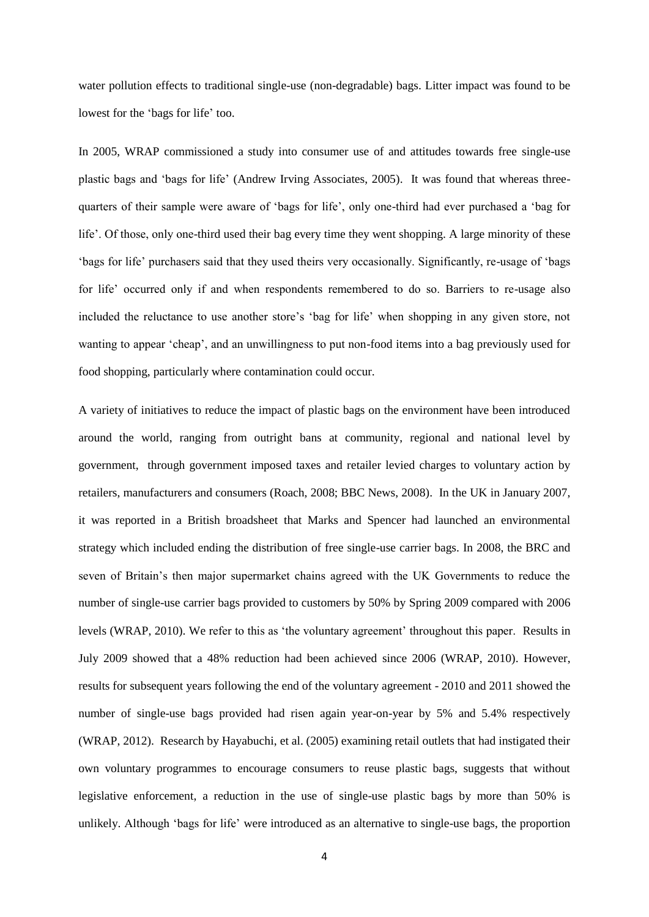water pollution effects to traditional single-use (non-degradable) bags. Litter impact was found to be lowest for the 'bags for life' too.

In 2005, WRAP commissioned a study into consumer use of and attitudes towards free single-use plastic bags and 'bags for life' (Andrew Irving Associates, 2005). It was found that whereas three-quarters of their sample were aware of 'bags for life', only one-third had ever purchased a 'bag for life'. Of those, only one-third used their bag every time they went shopping. A large minority of these 'bags for life' purchasers said that they used theirs very occasionally. Significantly, re-usage of 'bags for life' occurred only if and when respondents remembered to do so. Barriers to re-usage also included the reluctance to use another store's 'bag for life' when shopping in any given store, not wanting to appear 'cheap', and an unwillingness to put non-food items into a bag previously used for food shopping, particularly where contamination could occur.

A variety of initiatives to reduce the impact of plastic bags on the environment have been introduced around the world, ranging from outright bans at community, regional and national level by government, through government imposed taxes and retailer levied charges to voluntary action by retailers, manufacturers and consumers (Roach, 2008; BBC News, 2008). In the UK in January 2007, it was reported in a British broadsheet that Marks and Spencer had launched an environmental strategy which included ending the distribution of free single-use carrier bags. In 2008, the BRC and seven of Britain's then major supermarket chains agreed with the UK Governments to reduce the number of single-use carrier bags provided to customers by 50% by Spring 2009 compared with 2006 levels (WRAP, 2010). We refer to this as 'the voluntary agreement' throughout this paper. Results in July 2009 showed that a 48% reduction had been achieved since 2006 (WRAP, 2010). However, results for subsequent years following the end of the voluntary agreement - 2010 and 2011 showed the number of single-use bags provided had risen again year-on-year by 5% and 5.4% respectively (WRAP, 2012). Research by Hayabuchi, et al. (2005) examining retail outlets that had instigated their own voluntary programmes to encourage consumers to reuse plastic bags, suggests that without legislative enforcement, a reduction in the use of single-use plastic bags by more than 50% is unlikely. Although 'bags for life' were introduced as an alternative to single-use bags, the proportion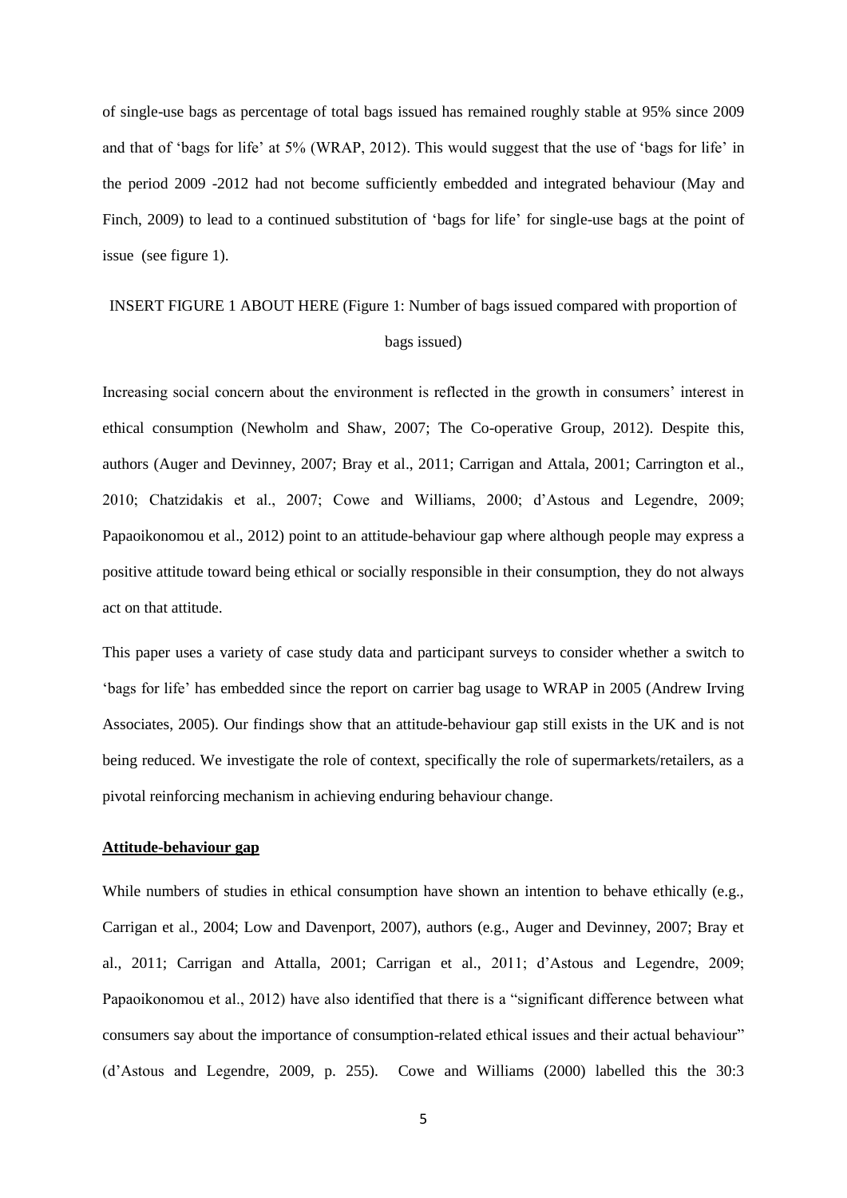of single-use bags as percentage of total bags issued has remained roughly stable at 95% since 2009 and that of 'bags for life' at 5% (WRAP, 2012). This would suggest that the use of 'bags for life' in the period 2009 -2012 had not become sufficiently embedded and integrated behaviour (May and Finch, 2009) to lead to a continued substitution of 'bags for life' for single-use bags at the point of issue (see figure 1).

INSERT FIGURE 1 ABOUT HERE (Figure 1: Number of bags issued compared with proportion of bags issued)

Increasing social concern about the environment is reflected in the growth in consumers' interest in ethical consumption (Newholm and Shaw, 2007; The Co-operative Group, 2012). Despite this, authors (Auger and Devinney, 2007; Bray et al., 2011; Carrigan and Attala, 2001; Carrington et al., 2010; Chatzidakis et al., 2007; Cowe and Williams, 2000; d'Astous and Legendre, 2009; Papaoikonomou et al., 2012) point to an attitude-behaviour gap where although people may express a positive attitude toward being ethical or socially responsible in their consumption, they do not always act on that attitude.

This paper uses a variety of case study data and participant surveys to consider whether a switch to 'bags for life' has embedded since the report on carrier bag usage to WRAP in 2005 (Andrew Irving Associates, 2005). Our findings show that an attitude-behaviour gap still exists in the UK and is not being reduced. We investigate the role of context, specifically the role of supermarkets/retailers, as a pivotal reinforcing mechanism in achieving enduring behaviour change.

## Attitude-behaviour gap

While numbers of studies in ethical consumption have shown an intention to behave ethically (e.g., Carrigan et al., 2004; Low and Davenport, 2007), authors (e.g., Auger and Devinney, 2007; Bray et al., 2011; Carrigan and Attalla, 2001; Carrigan et al., 2011; d'Astous and Legendre, 2009; Papaoikonomou et al., 2012) have also identified that there is a "significant difference between what consumers say about the importance of consumption-related ethical issues and their actual behaviour" (d'Astous and Legendre, 2009, p. 255). Cowe and Williams (2000) labelled this the 30:3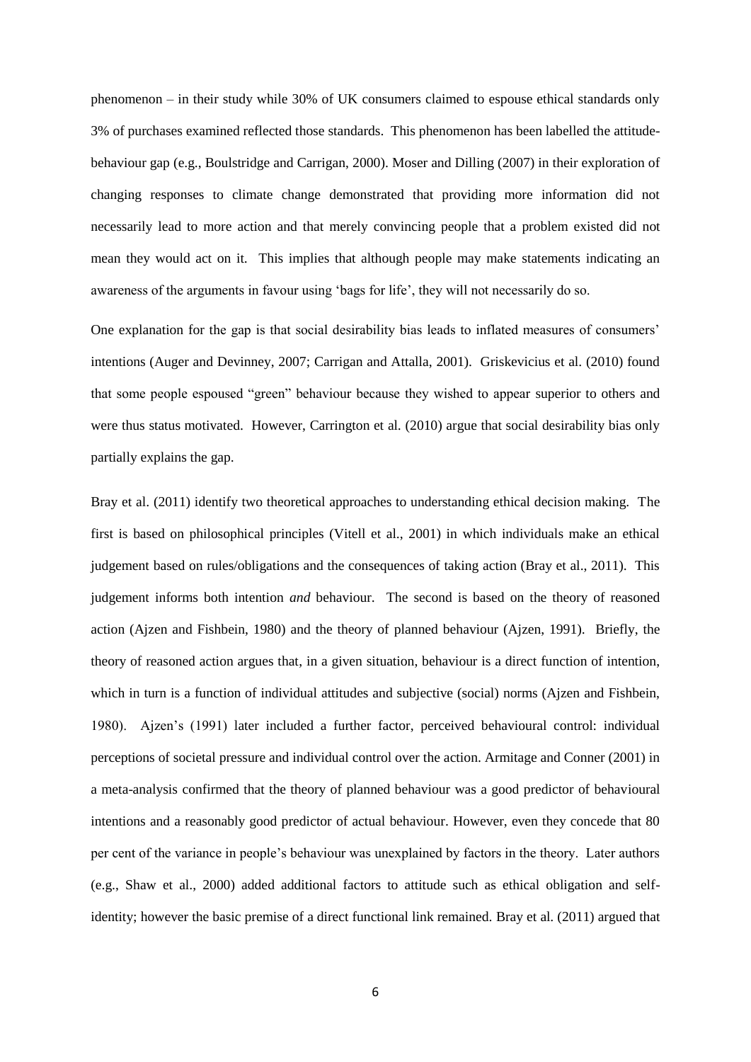phenomenon – in their study while 30% of UK consumers claimed to espouse ethical standards only 3% of purchases examined reflected those standards. This phenomenon has been labelled the attitude-behaviour gap (e.g., Boulstridge and Carrigan, 2000). Moser and Dilling (2007) in their exploration of changing responses to climate change demonstrated that providing more information did not necessarily lead to more action and that merely convincing people that a problem existed did not mean they would act on it. This implies that although people may make statements indicating an awareness of the arguments in favour using 'bags for life', they will not necessarily do so.

One explanation for the gap is that social desirability bias leads to inflated measures of consumers' intentions (Auger and Devinney, 2007; Carrigan and Attalla, 2001). Griskevicius et al. (2010) found that some people espoused "green" behaviour because they wished to appear superior to others and were thus status motivated. However, Carrington et al. (2010) argue that social desirability bias only partially explains the gap.

Bray et al. (2011) identify two theoretical approaches to understanding ethical decision making. The first is based on philosophical principles (Vitell et al., 2001) in which individuals make an ethical judgement based on rules/obligations and the consequences of taking action (Bray et al., 2011). This judgement informs both intention *and* behaviour. The second is based on the theory of reasoned action (Ajzen and Fishbein, 1980) and the theory of planned behaviour (Ajzen, 1991). Briefly, the theory of reasoned action argues that, in a given situation, behaviour is a direct function of intention, which in turn is a function of individual attitudes and subjective (social) norms (Ajzen and Fishbein, 1980). Ajzen's (1991) later included a further factor, perceived behavioural control: individual perceptions of societal pressure and individual control over the action. Armitage and Conner (2001) in a meta-analysis confirmed that the theory of planned behaviour was a good predictor of behavioural intentions and a reasonably good predictor of actual behaviour. However, even they concede that 80 per cent of the variance in people's behaviour was unexplained by factors in the theory. Later authors (e.g., Shaw et al., 2000) added additional factors to attitude such as ethical obligation and self-identity; however the basic premise of a direct functional link remained. Bray et al. (2011) argued that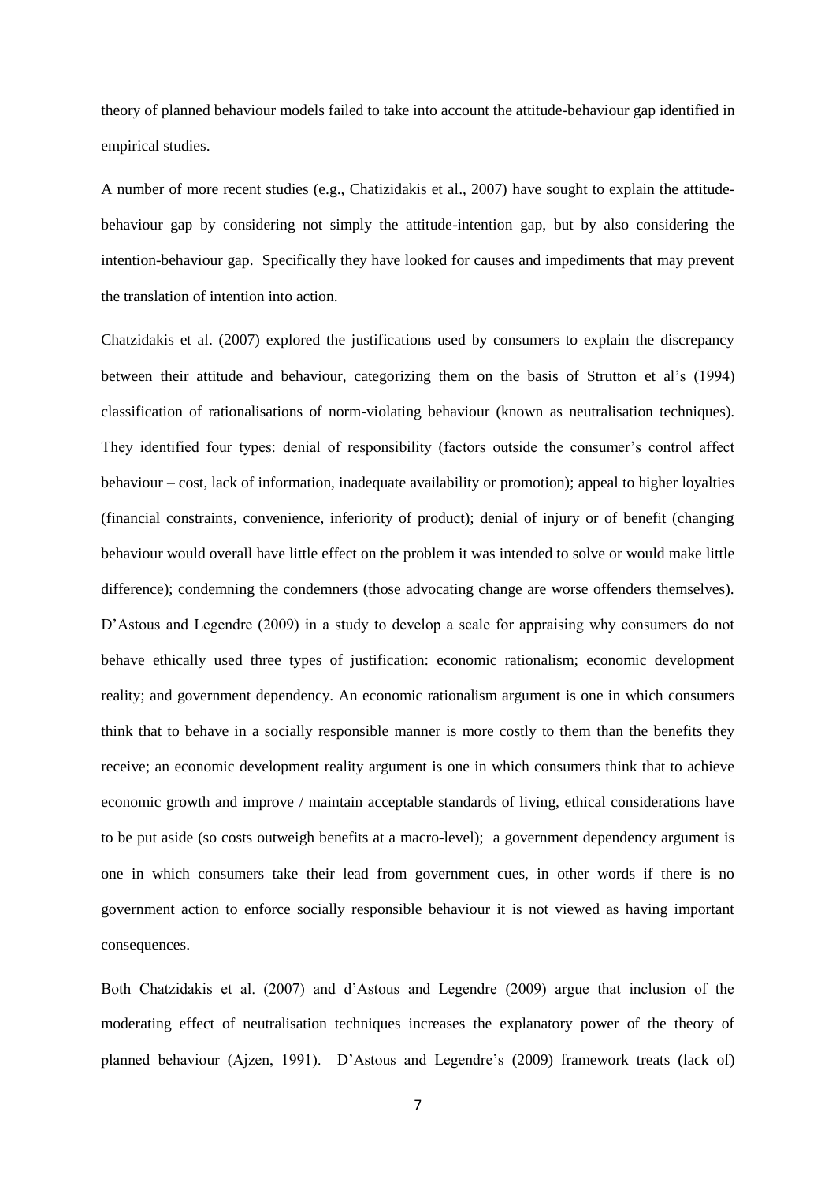theory of planned behaviour models failed to take into account the attitude-behaviour gap identified in empirical studies.

A number of more recent studies (e.g., Chatizidakis et al., 2007) have sought to explain the attitude-behaviour gap by considering not simply the attitude-intention gap, but by also considering the intention-behaviour gap. Specifically they have looked for causes and impediments that may prevent the translation of intention into action.

Chatzidakis et al. (2007) explored the justifications used by consumers to explain the discrepancy between their attitude and behaviour, categorizing them on the basis of Strutton et al's (1994) classification of rationalisations of norm-violating behaviour (known as neutralisation techniques). They identified four types: denial of responsibility (factors outside the consumer's control affect behaviour – cost, lack of information, inadequate availability or promotion); appeal to higher loyalties (financial constraints, convenience, inferiority of product); denial of injury or of benefit (changing behaviour would overall have little effect on the problem it was intended to solve or would make little difference); condemning the condemners (those advocating change are worse offenders themselves). D'Astous and Legendre (2009) in a study to develop a scale for appraising why consumers do not behave ethically used three types of justification: economic rationalism; economic development reality; and government dependency. An economic rationalism argument is one in which consumers think that to behave in a socially responsible manner is more costly to them than the benefits they receive; an economic development reality argument is one in which consumers think that to achieve economic growth and improve / maintain acceptable standards of living, ethical considerations have to be put aside (so costs outweigh benefits at a macro-level); a government dependency argument is one in which consumers take their lead from government cues, in other words if there is no government action to enforce socially responsible behaviour it is not viewed as having important consequences.

Both Chatzidakis et al. (2007) and d'Astous and Legendre (2009) argue that inclusion of the moderating effect of neutralisation techniques increases the explanatory power of the theory of planned behaviour (Ajzen, 1991). D'Astous and Legendre's (2009) framework treats (lack of)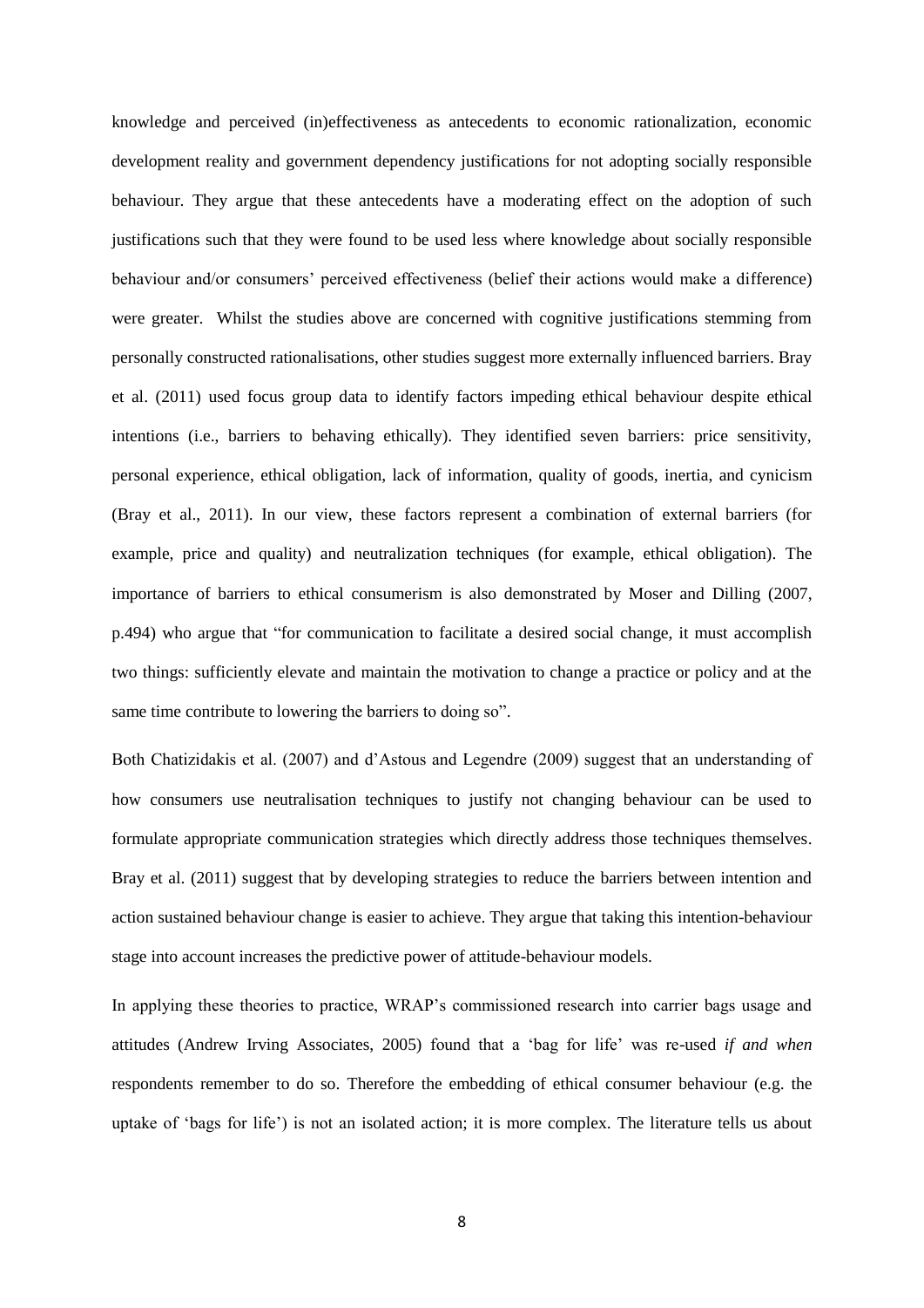knowledge and perceived (in)effectiveness as antecedents to economic rationalization, economic development reality and government dependency justifications for not adopting socially responsible behaviour. They argue that these antecedents have a moderating effect on the adoption of such justifications such that they were found to be used less where knowledge about socially responsible behaviour and/or consumers' perceived effectiveness (belief their actions would make a difference) were greater. Whilst the studies above are concerned with cognitive justifications stemming from personally constructed rationalisations, other studies suggest more externally influenced barriers. Bray et al. (2011) used focus group data to identify factors impeding ethical behaviour despite ethical intentions (i.e., barriers to behaving ethically). They identified seven barriers: price sensitivity, personal experience, ethical obligation, lack of information, quality of goods, inertia, and cynicism (Bray et al., 2011). In our view, these factors represent a combination of external barriers (for example, price and quality) and neutralization techniques (for example, ethical obligation). The importance of barriers to ethical consumerism is also demonstrated by Moser and Dilling (2007, p.494) who argue that "for communication to facilitate a desired social change, it must accomplish two things: sufficiently elevate and maintain the motivation to change a practice or policy and at the same time contribute to lowering the barriers to doing so".

Both Chatizidakis et al. (2007) and d'Astous and Legendre (2009) suggest that an understanding of how consumers use neutralisation techniques to justify not changing behaviour can be used to formulate appropriate communication strategies which directly address those techniques themselves. Bray et al. (2011) suggest that by developing strategies to reduce the barriers between intention and action sustained behaviour change is easier to achieve. They argue that taking this intention-behaviour stage into account increases the predictive power of attitude-behaviour models.

In applying these theories to practice, WRAP's commissioned research into carrier bags usage and attitudes (Andrew Irving Associates, 2005) found that a 'bag for life' was re-used *if and when* respondents remember to do so. Therefore the embedding of ethical consumer behaviour (e.g. the uptake of 'bags for life') is not an isolated action; it is more complex. The literature tells us about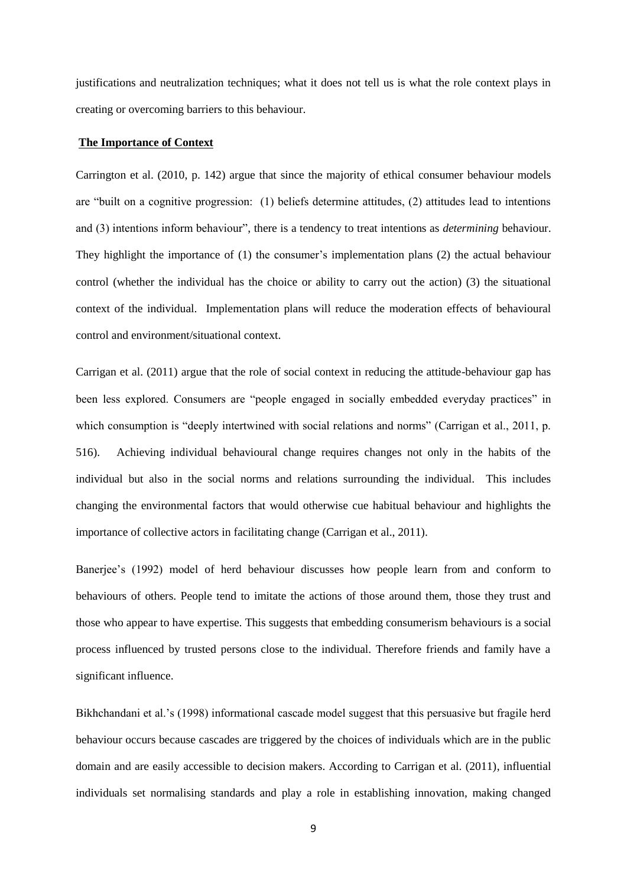justifications and neutralization techniques; what it does not tell us is what the role context plays in creating or overcoming barriers to this behaviour.

## **The Importance of Context**

Carrington et al. (2010, p. 142) argue that since the majority of ethical consumer behaviour models are "built on a cognitive progression: (1) beliefs determine attitudes, (2) attitudes lead to intentions and (3) intentions inform behaviour", there is a tendency to treat intentions as *determining* behaviour. They highlight the importance of (1) the consumer's implementation plans (2) the actual behaviour control (whether the individual has the choice or ability to carry out the action) (3) the situational context of the individual. Implementation plans will reduce the moderation effects of behavioural control and environment/situational context.

Carrigan et al. (2011) argue that the role of social context in reducing the attitude-behaviour gap has been less explored. Consumers are "people engaged in socially embedded everyday practices" in which consumption is "deeply intertwined with social relations and norms" (Carrigan et al., 2011, p. 516). Achieving individual behavioural change requires changes not only in the habits of the individual but also in the social norms and relations surrounding the individual. This includes changing the environmental factors that would otherwise cue habitual behaviour and highlights the importance of collective actors in facilitating change (Carrigan et al., 2011).

Banerjee's (1992) model of herd behaviour discusses how people learn from and conform to behaviours of others. People tend to imitate the actions of those around them, those they trust and those who appear to have expertise. This suggests that embedding consumerism behaviours is a social process influenced by trusted persons close to the individual. Therefore friends and family have a significant influence.

Bikhchandani et al.'s (1998) informational cascade model suggest that this persuasive but fragile herd behaviour occurs because cascades are triggered by the choices of individuals which are in the public domain and are easily accessible to decision makers. According to Carrigan et al. (2011), influential individuals set normalising standards and play a role in establishing innovation, making changed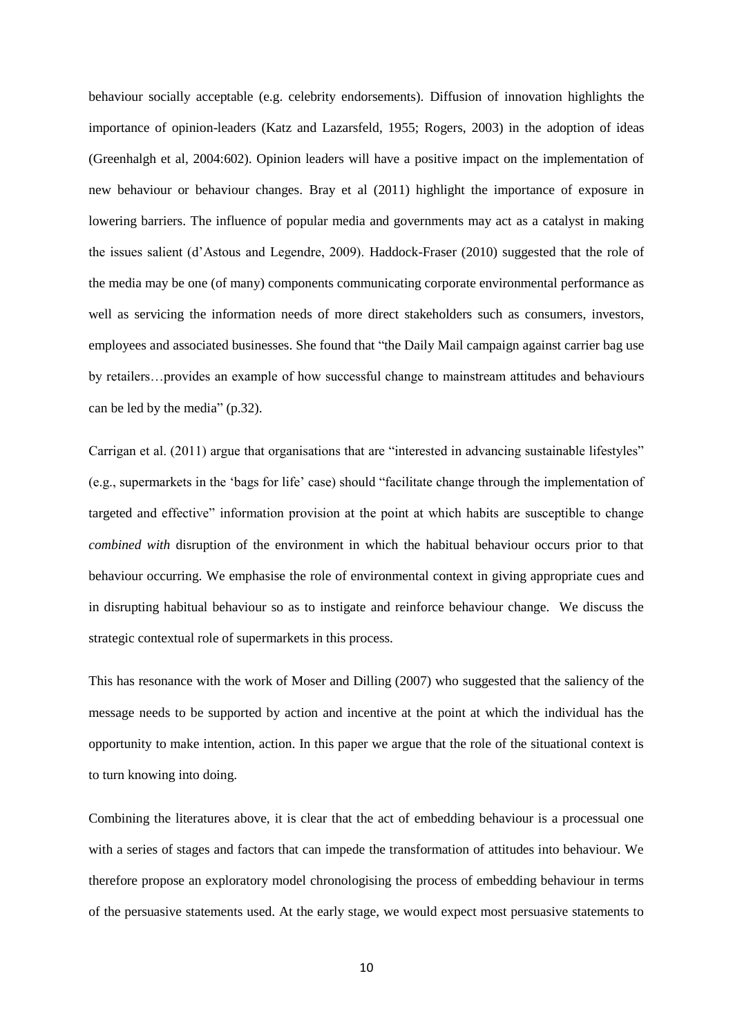behaviour socially acceptable (e.g. celebrity endorsements). Diffusion of innovation highlights the importance of opinion-leaders (Katz and Lazarsfeld, 1955; Rogers, 2003) in the adoption of ideas (Greenhalgh et al, 2004:602). Opinion leaders will have a positive impact on the implementation of new behaviour or behaviour changes. Bray et al (2011) highlight the importance of exposure in lowering barriers. The influence of popular media and governments may act as a catalyst in making the issues salient (d'Astous and Legendre, 2009). Haddock-Fraser (2010) suggested that the role of the media may be one (of many) components communicating corporate environmental performance as well as servicing the information needs of more direct stakeholders such as consumers, investors, employees and associated businesses. She found that "the Daily Mail campaign against carrier bag use by retailers…provides an example of how successful change to mainstream attitudes and behaviours can be led by the media" (p.32).

Carrigan et al. (2011) argue that organisations that are "interested in advancing sustainable lifestyles" (e.g., supermarkets in the 'bags for life' case) should "facilitate change through the implementation of targeted and effective" information provision at the point at which habits are susceptible to change *combined with* disruption of the environment in which the habitual behaviour occurs prior to that behaviour occurring. We emphasise the role of environmental context in giving appropriate cues and in disrupting habitual behaviour so as to instigate and reinforce behaviour change. We discuss the strategic contextual role of supermarkets in this process.

This has resonance with the work of Moser and Dilling (2007) who suggested that the saliency of the message needs to be supported by action and incentive at the point at which the individual has the opportunity to make intention, action. In this paper we argue that the role of the situational context is to turn knowing into doing.

Combining the literatures above, it is clear that the act of embedding behaviour is a processual one with a series of stages and factors that can impede the transformation of attitudes into behaviour. We therefore propose an exploratory model chronologising the process of embedding behaviour in terms of the persuasive statements used. At the early stage, we would expect most persuasive statements to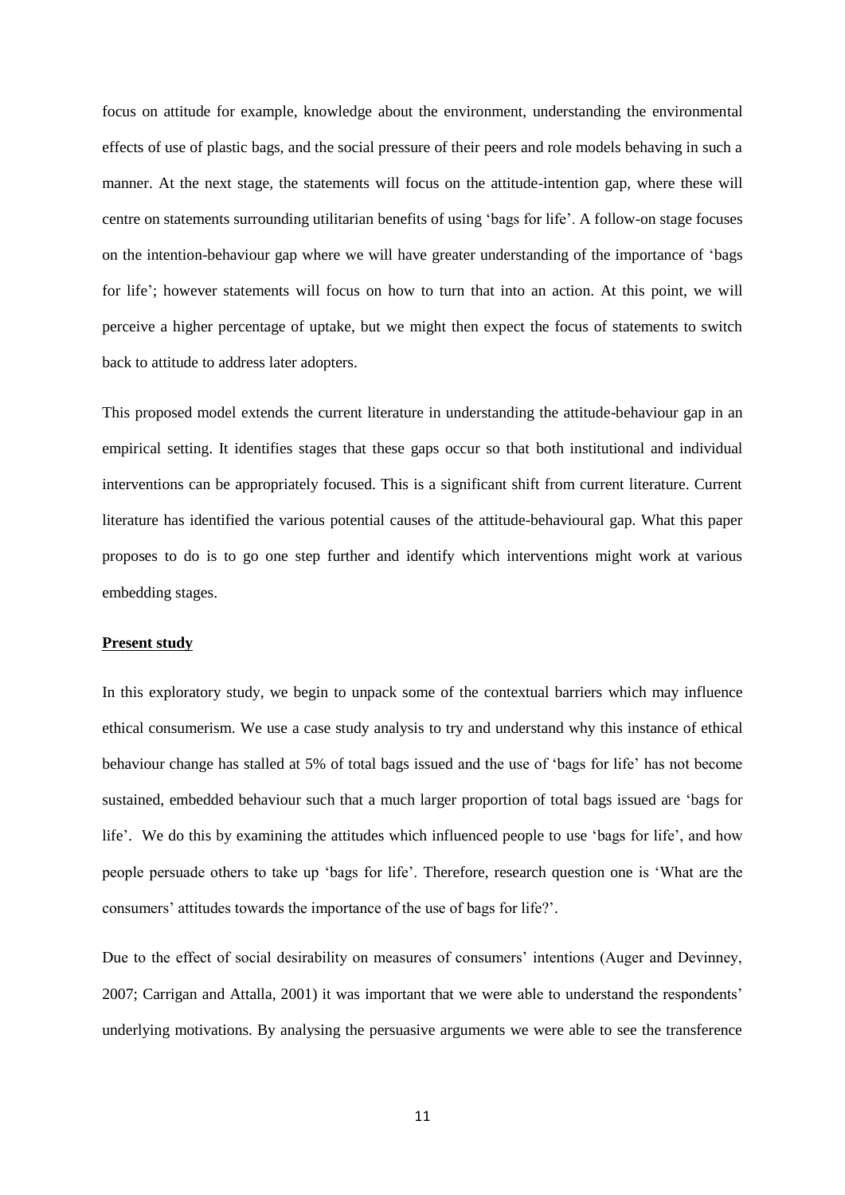focus on attitude for example, knowledge about the environment, understanding the environmental effects of use of plastic bags, and the social pressure of their peers and role models behaving in such a manner. At the next stage, the statements will focus on the attitude-intention gap, where these will centre on statements surrounding utilitarian benefits of using 'bags for life'. A follow-on stage focuses on the intention-behaviour gap where we will have greater understanding of the importance of 'bags for life'; however statements will focus on how to turn that into an action. At this point, we will perceive a higher percentage of uptake, but we might then expect the focus of statements to switch back to attitude to address later adopters.

This proposed model extends the current literature in understanding the attitude-behaviour gap in an empirical setting. It identifies stages that these gaps occur so that both institutional and individual interventions can be appropriately focused. This is a significant shift from current literature. Current literature has identified the various potential causes of the attitude-behavioural gap. What this paper proposes to do is to go one step further and identify which interventions might work at various embedding stages.

**Present study**

In this exploratory study, we begin to unpack some of the contextual barriers which may influence ethical consumerism. We use a case study analysis to try and understand why this instance of ethical behaviour change has stalled at 5% of total bags issued and the use of 'bags for life' has not become sustained, embedded behaviour such that a much larger proportion of total bags issued are 'bags for life'. We do this by examining the attitudes which influenced people to use 'bags for life', and how people persuade others to take up 'bags for life'. Therefore, research question one is 'What are the consumers' attitudes towards the importance of the use of bags for life?'.

Due to the effect of social desirability on measures of consumers' intentions (Auger and Devinney, 2007; Carrigan and Attalla, 2001) it was important that we were able to understand the respondents' underlying motivations. By analysing the persuasive arguments we were able to see the transference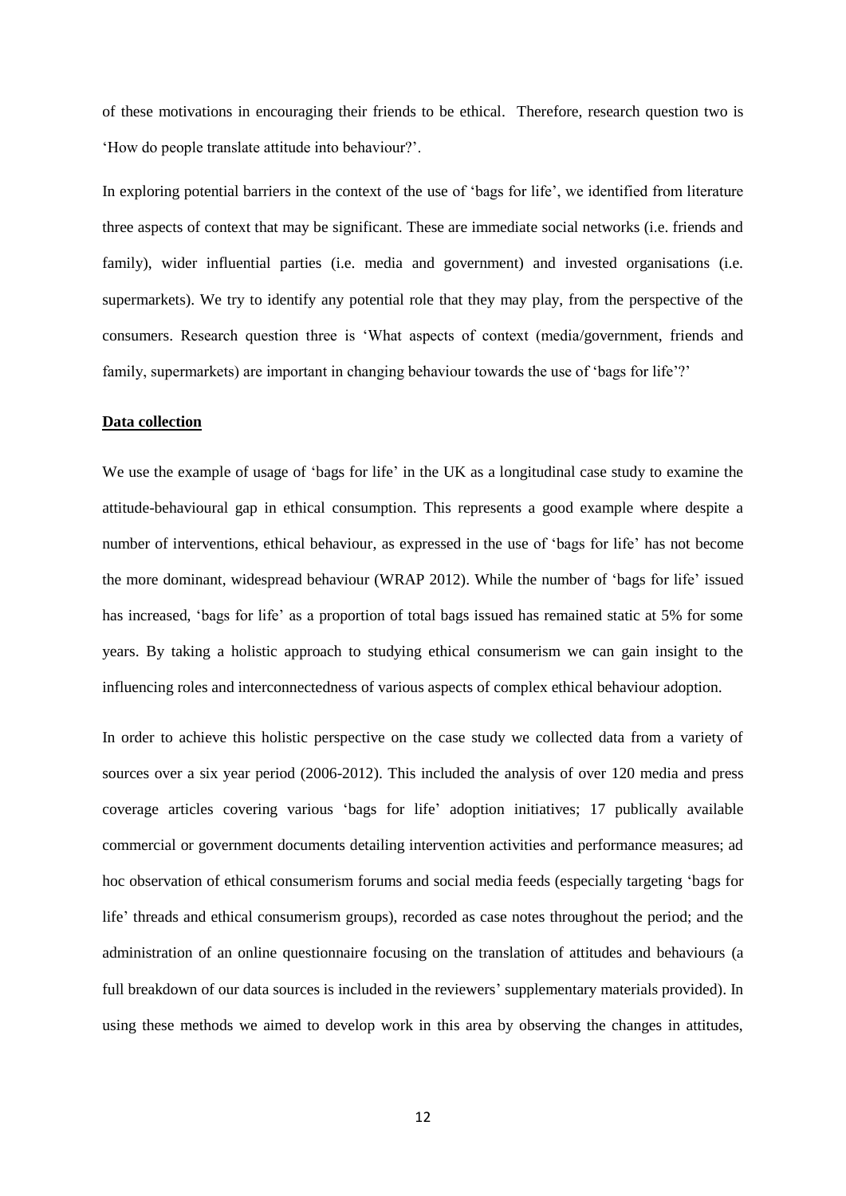of these motivations in encouraging their friends to be ethical. Therefore, research question two is 'How do people translate attitude into behaviour?'.

In exploring potential barriers in the context of the use of 'bags for life', we identified from literature three aspects of context that may be significant. These are immediate social networks (i.e. friends and family), wider influential parties (i.e. media and government) and invested organisations (i.e. supermarkets). We try to identify any potential role that they may play, from the perspective of the consumers. Research question three is 'What aspects of context (media/government, friends and family, supermarkets) are important in changing behaviour towards the use of 'bags for life'?'

**Data collection**

We use the example of usage of 'bags for life' in the UK as a longitudinal case study to examine the attitude-behavioural gap in ethical consumption. This represents a good example where despite a number of interventions, ethical behaviour, as expressed in the use of 'bags for life' has not become the more dominant, widespread behaviour (WRAP 2012). While the number of 'bags for life' issued has increased, 'bags for life' as a proportion of total bags issued has remained static at 5% for some years. By taking a holistic approach to studying ethical consumerism we can gain insight to the influencing roles and interconnectedness of various aspects of complex ethical behaviour adoption.

In order to achieve this holistic perspective on the case study we collected data from a variety of sources over a six year period (2006-2012). This included the analysis of over 120 media and press coverage articles covering various 'bags for life' adoption initiatives; 17 publically available commercial or government documents detailing intervention activities and performance measures; ad hoc observation of ethical consumerism forums and social media feeds (especially targeting 'bags for life' threads and ethical consumerism groups), recorded as case notes throughout the period; and the administration of an online questionnaire focusing on the translation of attitudes and behaviours (a full breakdown of our data sources is included in the reviewers' supplementary materials provided). In using these methods we aimed to develop work in this area by observing the changes in attitudes,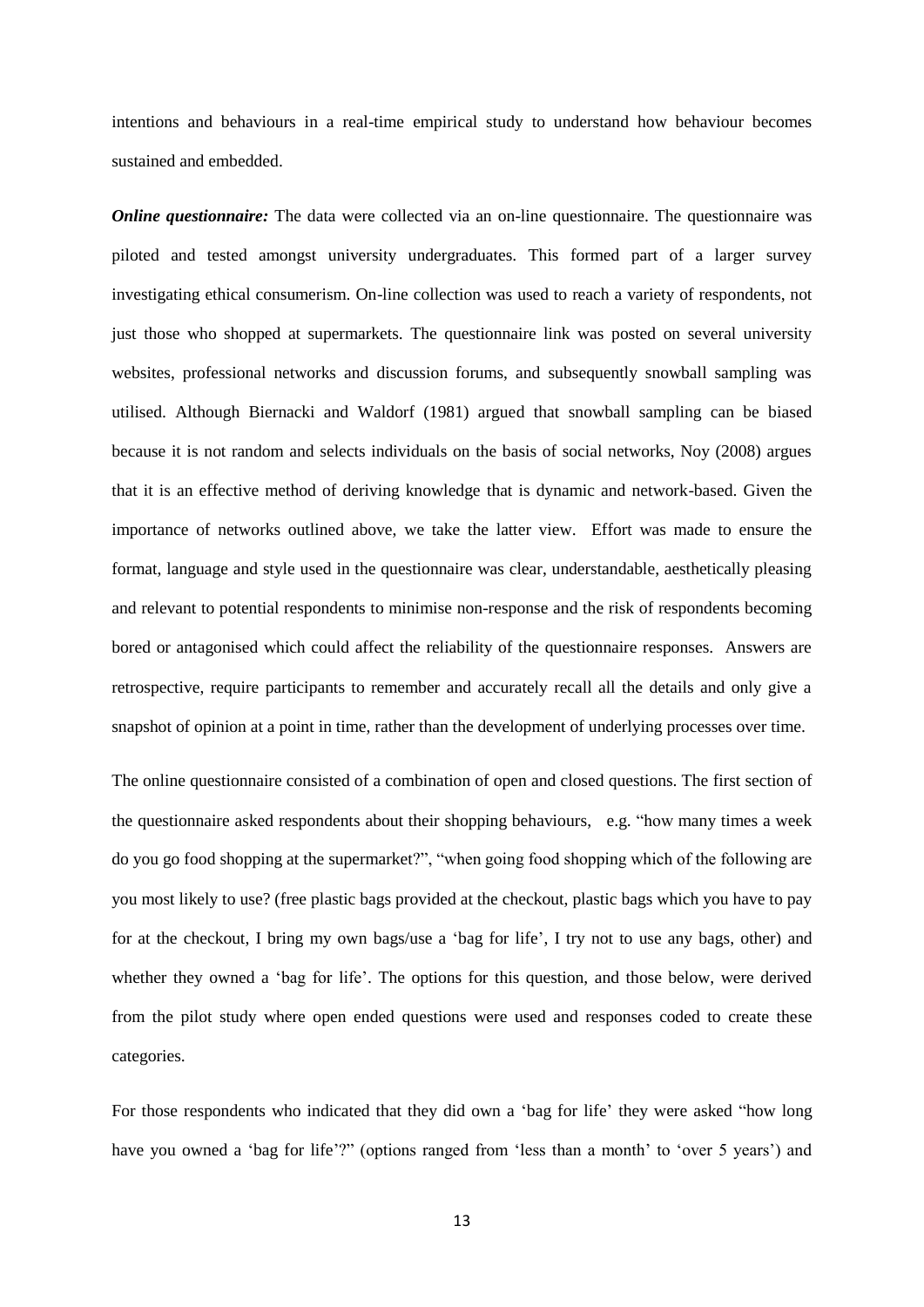intentions and behaviours in a real-time empirical study to understand how behaviour becomes sustained and embedded.

***Online questionnaire:*** The data were collected via an on-line questionnaire. The questionnaire was piloted and tested amongst university undergraduates. This formed part of a larger survey investigating ethical consumerism. On-line collection was used to reach a variety of respondents, not just those who shopped at supermarkets. The questionnaire link was posted on several university websites, professional networks and discussion forums, and subsequently snowball sampling was utilised. Although Biernacki and Waldorf (1981) argued that snowball sampling can be biased because it is not random and selects individuals on the basis of social networks, Noy (2008) argues that it is an effective method of deriving knowledge that is dynamic and network-based. Given the importance of networks outlined above, we take the latter view. Effort was made to ensure the format, language and style used in the questionnaire was clear, understandable, aesthetically pleasing and relevant to potential respondents to minimise non-response and the risk of respondents becoming bored or antagonised which could affect the reliability of the questionnaire responses. Answers are retrospective, require participants to remember and accurately recall all the details and only give a snapshot of opinion at a point in time, rather than the development of underlying processes over time.

The online questionnaire consisted of a combination of open and closed questions. The first section of the questionnaire asked respondents about their shopping behaviours, e.g. "how many times a week do you go food shopping at the supermarket?", "when going food shopping which of the following are you most likely to use? (free plastic bags provided at the checkout, plastic bags which you have to pay for at the checkout, I bring my own bags/use a 'bag for life', I try not to use any bags, other) and whether they owned a 'bag for life'. The options for this question, and those below, were derived from the pilot study where open ended questions were used and responses coded to create these categories.

For those respondents who indicated that they did own a 'bag for life' they were asked "how long have you owned a 'bag for life'?" (options ranged from 'less than a month' to 'over 5 years') and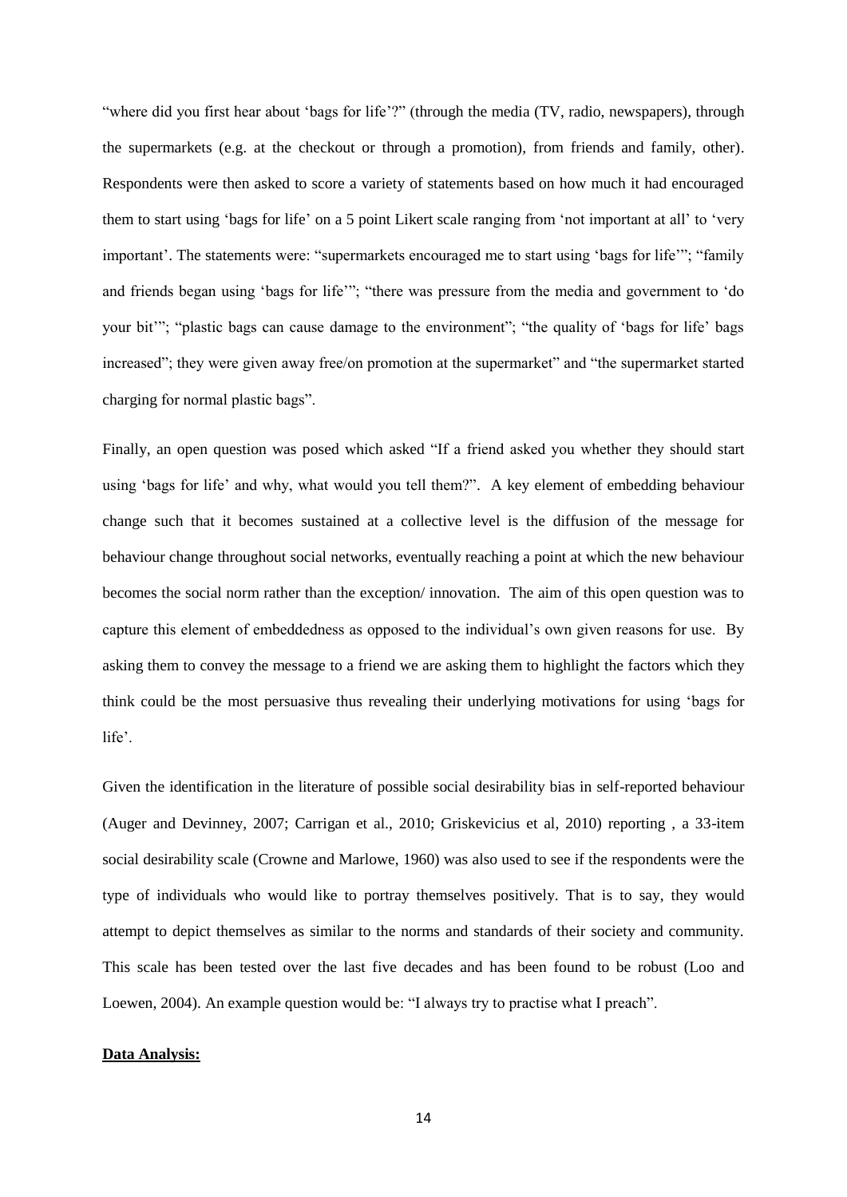"where did you first hear about 'bags for life'?" (through the media (TV, radio, newspapers), through the supermarkets (e.g. at the checkout or through a promotion), from friends and family, other). Respondents were then asked to score a variety of statements based on how much it had encouraged them to start using 'bags for life' on a 5 point Likert scale ranging from 'not important at all' to 'very important'. The statements were: "supermarkets encouraged me to start using 'bags for life'"; "family and friends began using 'bags for life'"; "there was pressure from the media and government to 'do your bit'"; "plastic bags can cause damage to the environment"; "the quality of 'bags for life' bags increased"; they were given away free/on promotion at the supermarket" and "the supermarket started charging for normal plastic bags".

Finally, an open question was posed which asked "If a friend asked you whether they should start using 'bags for life' and why, what would you tell them?". A key element of embedding behaviour change such that it becomes sustained at a collective level is the diffusion of the message for behaviour change throughout social networks, eventually reaching a point at which the new behaviour becomes the social norm rather than the exception/ innovation. The aim of this open question was to capture this element of embeddedness as opposed to the individual's own given reasons for use. By asking them to convey the message to a friend we are asking them to highlight the factors which they think could be the most persuasive thus revealing their underlying motivations for using 'bags for life'.

Given the identification in the literature of possible social desirability bias in self-reported behaviour (Auger and Devinney, 2007; Carrigan et al., 2010; Griskevicius et al, 2010) reporting , a 33-item social desirability scale (Crowne and Marlowe, 1960) was also used to see if the respondents were the type of individuals who would like to portray themselves positively. That is to say, they would attempt to depict themselves as similar to the norms and standards of their society and community. This scale has been tested over the last five decades and has been found to be robust (Loo and Loewen, 2004). An example question would be: "I always try to practise what I preach".

**Data Analysis:**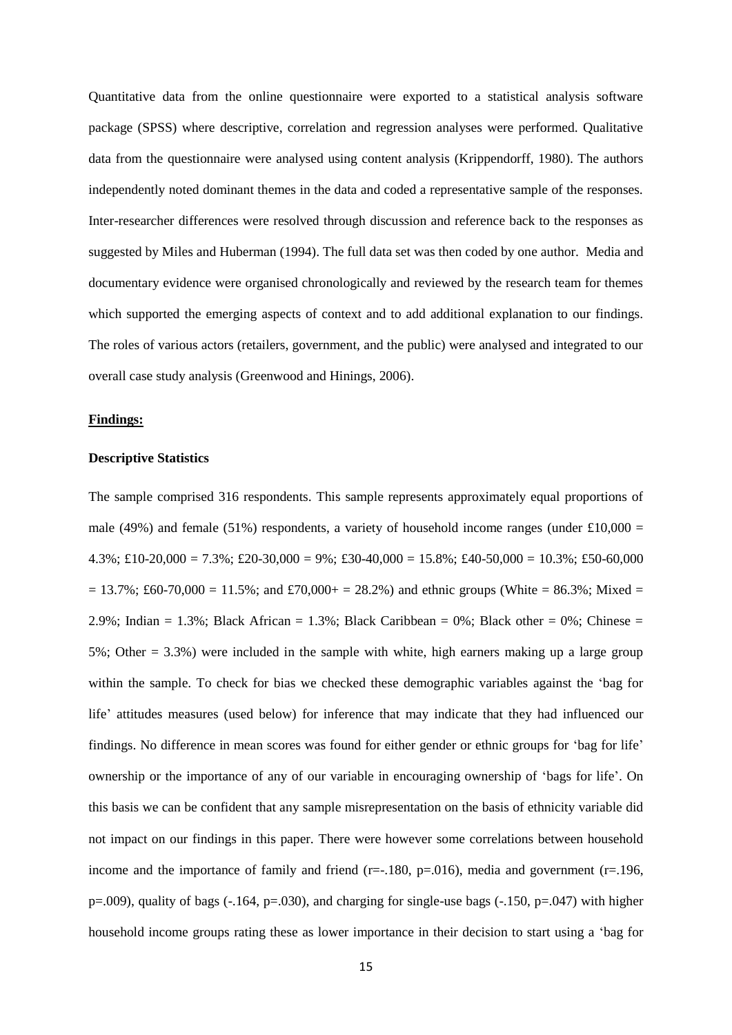Quantitative data from the online questionnaire were exported to a statistical analysis software package (SPSS) where descriptive, correlation and regression analyses were performed. Qualitative data from the questionnaire were analysed using content analysis (Krippendorff, 1980). The authors independently noted dominant themes in the data and coded a representative sample of the responses. Inter-researcher differences were resolved through discussion and reference back to the responses as suggested by Miles and Huberman (1994). The full data set was then coded by one author. Media and documentary evidence were organised chronologically and reviewed by the research team for themes which supported the emerging aspects of context and to add additional explanation to our findings. The roles of various actors (retailers, government, and the public) were analysed and integrated to our overall case study analysis (Greenwood and Hinings, 2006).

**Findings:**

**Descriptive Statistics**

The sample comprised 316 respondents. This sample represents approximately equal proportions of male (49%) and female (51%) respondents, a variety of household income ranges (under £10,000 = 4.3%; £10-20,000 = 7.3%; £20-30,000 = 9%; £30-40,000 = 15.8%; £40-50,000 = 10.3%; £50-60,000 = 13.7%; £60-70,000 = 11.5%; and £70,000+ = 28.2%) and ethnic groups (White = 86.3%; Mixed = 2.9%; Indian = 1.3%; Black African = 1.3%; Black Caribbean = 0%; Black other = 0%; Chinese = 5%; Other = 3.3%) were included in the sample with white, high earners making up a large group within the sample. To check for bias we checked these demographic variables against the 'bag for life' attitudes measures (used below) for inference that may indicate that they had influenced our findings. No difference in mean scores was found for either gender or ethnic groups for 'bag for life' ownership or the importance of any of our variable in encouraging ownership of 'bags for life'. On this basis we can be confident that any sample misrepresentation on the basis of ethnicity variable did not impact on our findings in this paper. There were however some correlations between household income and the importance of family and friend ($r=-.180$, $p=.016$), media and government ($r=.196$, $p=.009$), quality of bags ($-.164$, $p=.030$), and charging for single-use bags ($-.150$, $p=.047$) with higher household income groups rating these as lower importance in their decision to start using a 'bag for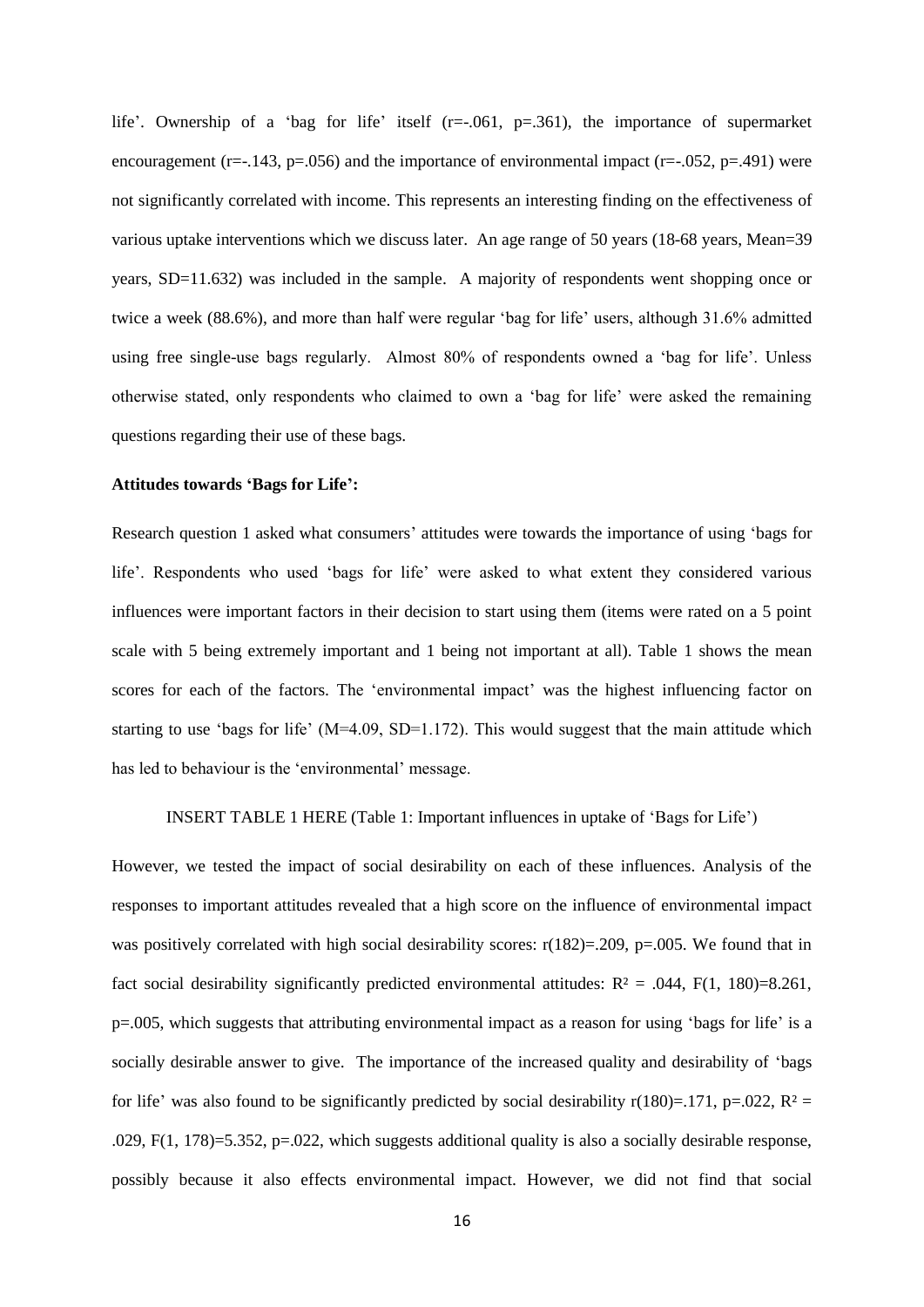life'. Ownership of a 'bag for life' itself ($r=-.061$, $p=.361$), the importance of supermarket encouragement ($r=-.143$, $p=.056$) and the importance of environmental impact ($r=-.052$, $p=.491$) were not significantly correlated with income. This represents an interesting finding on the effectiveness of various uptake interventions which we discuss later. An age range of 50 years (18-68 years, Mean=39 years, SD=11.632) was included in the sample. A majority of respondents went shopping once or twice a week (88.6%), and more than half were regular 'bag for life' users, although 31.6% admitted using free single-use bags regularly. Almost 80% of respondents owned a 'bag for life'. Unless otherwise stated, only respondents who claimed to own a 'bag for life' were asked the remaining questions regarding their use of these bags.

**Attitudes towards 'Bags for Life':**

Research question 1 asked what consumers' attitudes were towards the importance of using 'bags for life'. Respondents who used 'bags for life' were asked to what extent they considered various influences were important factors in their decision to start using them (items were rated on a 5 point scale with 5 being extremely important and 1 being not important at all). Table 1 shows the mean scores for each of the factors. The 'environmental impact' was the highest influencing factor on starting to use 'bags for life' (M=4.09, SD=1.172). This would suggest that the main attitude which has led to behaviour is the 'environmental' message.

INSERT TABLE 1 HERE (Table 1: Important influences in uptake of 'Bags for Life')

However, we tested the impact of social desirability on each of these influences. Analysis of the responses to important attitudes revealed that a high score on the influence of environmental impact was positively correlated with high social desirability scores: $r(182)=.209$, $p=.005$. We found that in fact social desirability significantly predicted environmental attitudes: $R^2 = .044$, $F(1, 180)=8.261$, $p=.005$, which suggests that attributing environmental impact as a reason for using 'bags for life' is a socially desirable answer to give. The importance of the increased quality and desirability of 'bags for life' was also found to be significantly predicted by social desirability $r(180)=.171$, $p=.022$, $R^2 = .029$, $F(1, 178)=5.352$, $p=.022$, which suggests additional quality is also a socially desirable response, possibly because it also effects environmental impact. However, we did not find that social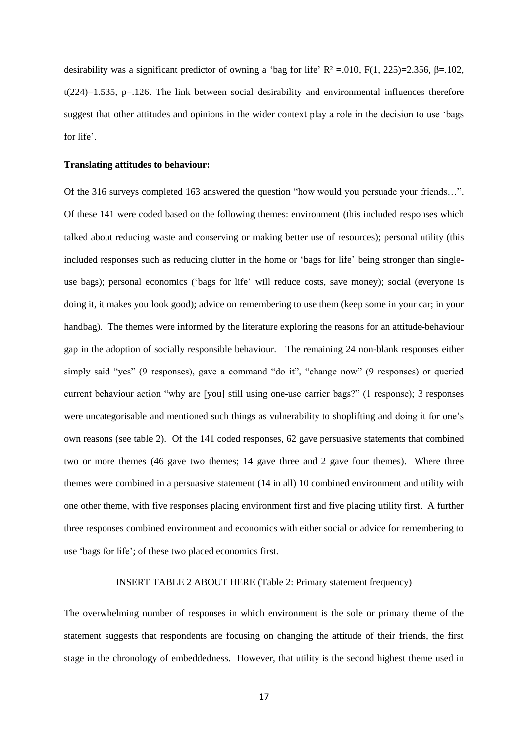desirability was a significant predictor of owning a 'bag for life' $R^2 = .010$, $F(1, 225) = 2.356$, $\beta = .102$, $t(224) = 1.535$, $p = .126$. The link between social desirability and environmental influences therefore suggest that other attitudes and opinions in the wider context play a role in the decision to use 'bags for life'.

**Translating attitudes to behaviour:**

Of the 316 surveys completed 163 answered the question "how would you persuade your friends…". Of these 141 were coded based on the following themes: environment (this included responses which talked about reducing waste and conserving or making better use of resources); personal utility (this included responses such as reducing clutter in the home or 'bags for life' being stronger than single-use bags); personal economics ('bags for life' will reduce costs, save money); social (everyone is doing it, it makes you look good); advice on remembering to use them (keep some in your car; in your handbag). The themes were informed by the literature exploring the reasons for an attitude-behaviour gap in the adoption of socially responsible behaviour. The remaining 24 non-blank responses either simply said "yes" (9 responses), gave a command "do it", "change now" (9 responses) or queried current behaviour action "why are [you] still using one-use carrier bags?" (1 response); 3 responses were uncategorisable and mentioned such things as vulnerability to shoplifting and doing it for one's own reasons (see table 2). Of the 141 coded responses, 62 gave persuasive statements that combined two or more themes (46 gave two themes; 14 gave three and 2 gave four themes). Where three themes were combined in a persuasive statement (14 in all) 10 combined environment and utility with one other theme, with five responses placing environment first and five placing utility first. A further three responses combined environment and economics with either social or advice for remembering to use 'bags for life'; of these two placed economics first.

INSERT TABLE 2 ABOUT HERE (Table 2: Primary statement frequency)

The overwhelming number of responses in which environment is the sole or primary theme of the statement suggests that respondents are focusing on changing the attitude of their friends, the first stage in the chronology of embeddedness. However, that utility is the second highest theme used in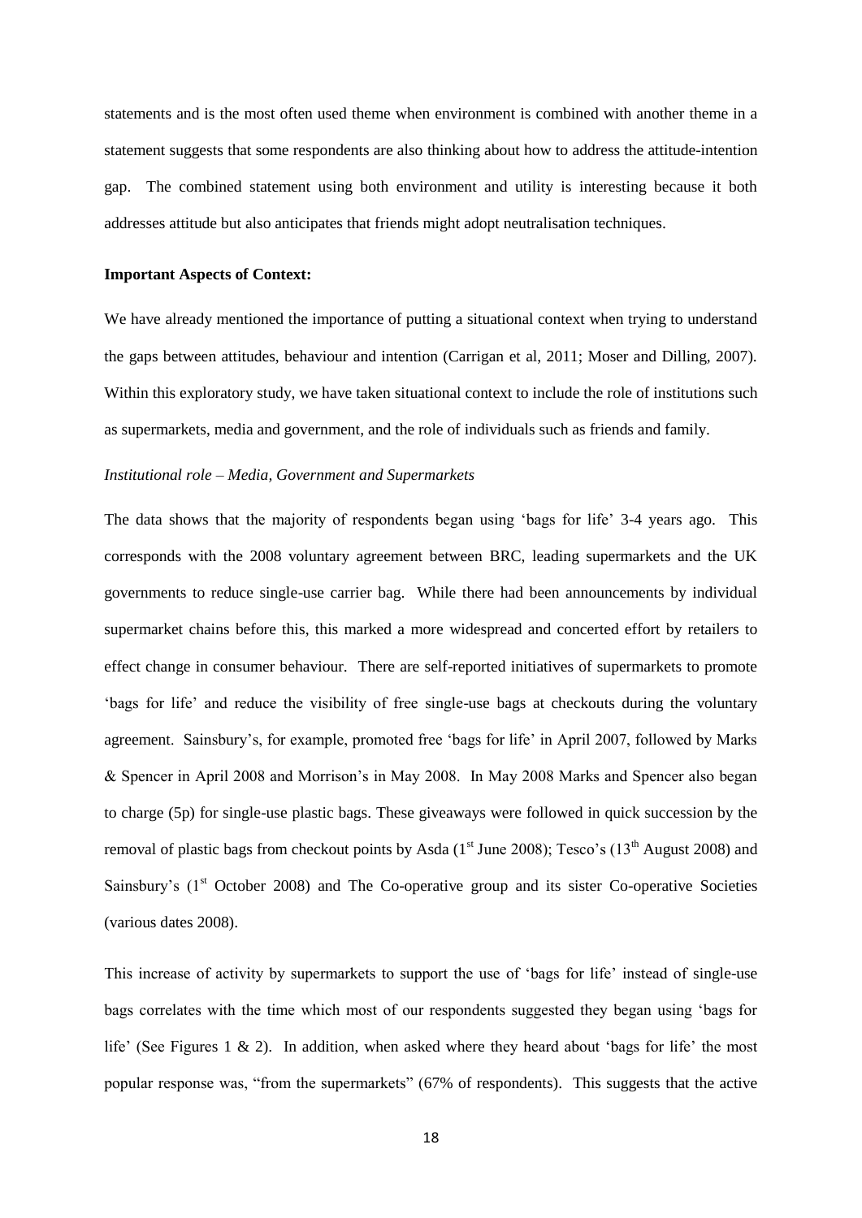statements and is the most often used theme when environment is combined with another theme in a statement suggests that some respondents are also thinking about how to address the attitude-intention gap. The combined statement using both environment and utility is interesting because it both addresses attitude but also anticipates that friends might adopt neutralisation techniques.

**Important Aspects of Context:**

We have already mentioned the importance of putting a situational context when trying to understand the gaps between attitudes, behaviour and intention (Carrigan et al, 2011; Moser and Dilling, 2007). Within this exploratory study, we have taken situational context to include the role of institutions such as supermarkets, media and government, and the role of individuals such as friends and family.

*Institutional role – Media, Government and Supermarkets*

The data shows that the majority of respondents began using 'bags for life' 3-4 years ago. This corresponds with the 2008 voluntary agreement between BRC, leading supermarkets and the UK governments to reduce single-use carrier bag. While there had been announcements by individual supermarket chains before this, this marked a more widespread and concerted effort by retailers to effect change in consumer behaviour. There are self-reported initiatives of supermarkets to promote 'bags for life' and reduce the visibility of free single-use bags at checkouts during the voluntary agreement. Sainsbury's, for example, promoted free 'bags for life' in April 2007, followed by Marks & Spencer in April 2008 and Morrison's in May 2008. In May 2008 Marks and Spencer also began to charge (5p) for single-use plastic bags. These giveaways were followed in quick succession by the removal of plastic bags from checkout points by Asda (1st June 2008); Tesco's (13th August 2008) and Sainsbury's (1st October 2008) and The Co-operative group and its sister Co-operative Societies (various dates 2008).

This increase of activity by supermarkets to support the use of 'bags for life' instead of single-use bags correlates with the time which most of our respondents suggested they began using 'bags for life' (See Figures 1 & 2). In addition, when asked where they heard about 'bags for life' the most popular response was, "from the supermarkets" (67% of respondents). This suggests that the active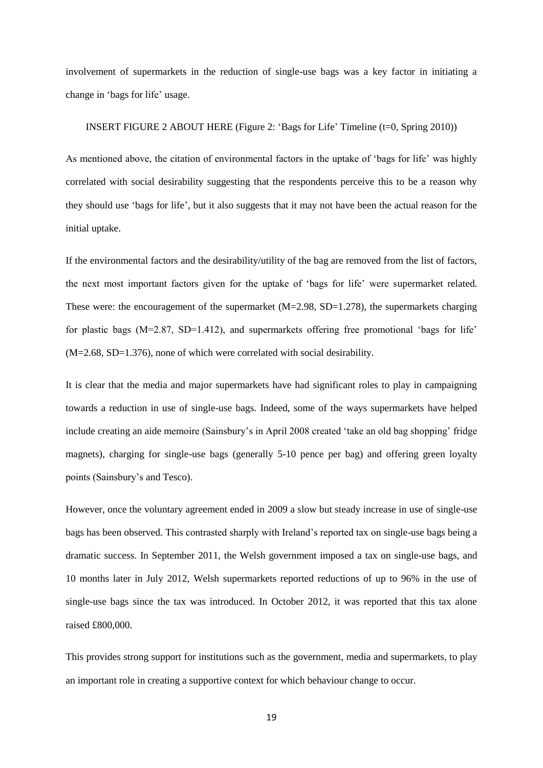involvement of supermarkets in the reduction of single-use bags was a key factor in initiating a change in 'bags for life' usage.

INSERT FIGURE 2 ABOUT HERE (Figure 2: 'Bags for Life' Timeline (t=0, Spring 2010))

As mentioned above, the citation of environmental factors in the uptake of 'bags for life' was highly correlated with social desirability suggesting that the respondents perceive this to be a reason why they should use 'bags for life', but it also suggests that it may not have been the actual reason for the initial uptake.

If the environmental factors and the desirability/utility of the bag are removed from the list of factors, the next most important factors given for the uptake of 'bags for life' were supermarket related. These were: the encouragement of the supermarket ($M=2.98$, $SD=1.278$), the supermarkets charging for plastic bags ($M=2.87$, $SD=1.412$), and supermarkets offering free promotional 'bags for life' ($M=2.68$, $SD=1.376$), none of which were correlated with social desirability.

It is clear that the media and major supermarkets have had significant roles to play in campaigning towards a reduction in use of single-use bags. Indeed, some of the ways supermarkets have helped include creating an aide memoire (Sainsbury's in April 2008 created 'take an old bag shopping' fridge magnets), charging for single-use bags (generally 5-10 pence per bag) and offering green loyalty points (Sainsbury's and Tesco).

However, once the voluntary agreement ended in 2009 a slow but steady increase in use of single-use bags has been observed. This contrasted sharply with Ireland's reported tax on single-use bags being a dramatic success. In September 2011, the Welsh government imposed a tax on single-use bags, and 10 months later in July 2012, Welsh supermarkets reported reductions of up to 96% in the use of single-use bags since the tax was introduced. In October 2012, it was reported that this tax alone raised £800,000.

This provides strong support for institutions such as the government, media and supermarkets, to play an important role in creating a supportive context for which behaviour change to occur.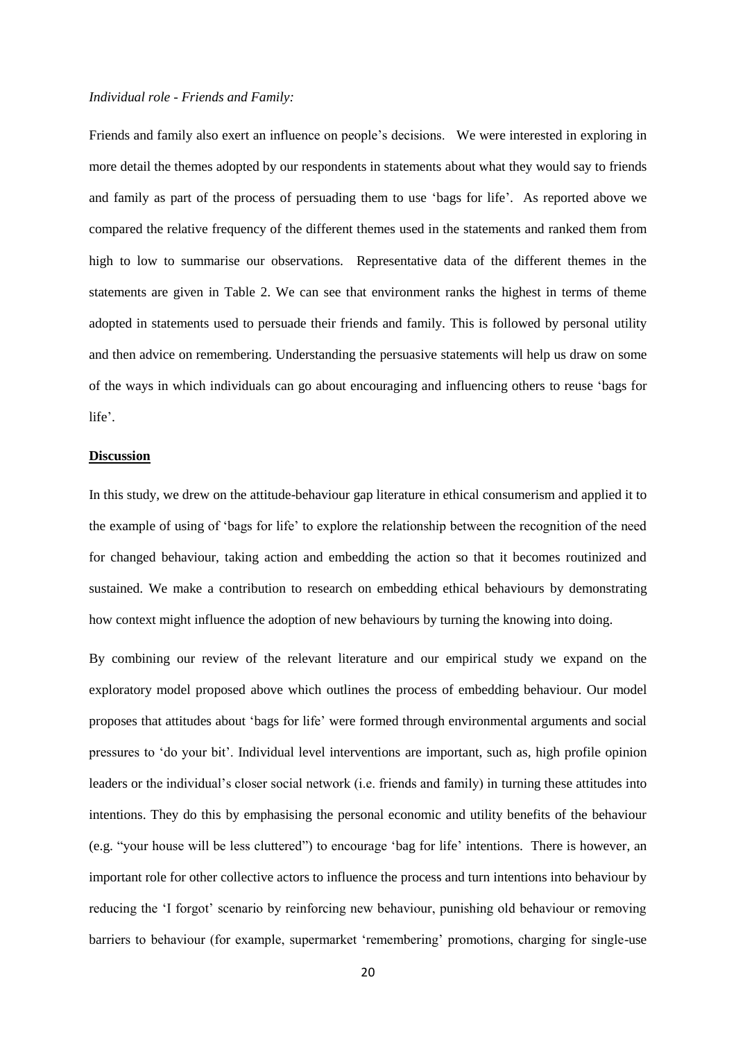*Individual role - Friends and Family:*

Friends and family also exert an influence on people's decisions. We were interested in exploring in more detail the themes adopted by our respondents in statements about what they would say to friends and family as part of the process of persuading them to use 'bags for life'. As reported above we compared the relative frequency of the different themes used in the statements and ranked them from high to low to summarise our observations. Representative data of the different themes in the statements are given in Table 2. We can see that environment ranks the highest in terms of theme adopted in statements used to persuade their friends and family. This is followed by personal utility and then advice on remembering. Understanding the persuasive statements will help us draw on some of the ways in which individuals can go about encouraging and influencing others to reuse 'bags for life'.

## **Discussion**

In this study, we drew on the attitude-behaviour gap literature in ethical consumerism and applied it to the example of using of 'bags for life' to explore the relationship between the recognition of the need for changed behaviour, taking action and embedding the action so that it becomes routinized and sustained. We make a contribution to research on embedding ethical behaviours by demonstrating how context might influence the adoption of new behaviours by turning the knowing into doing.

By combining our review of the relevant literature and our empirical study we expand on the exploratory model proposed above which outlines the process of embedding behaviour. Our model proposes that attitudes about 'bags for life' were formed through environmental arguments and social pressures to 'do your bit'. Individual level interventions are important, such as, high profile opinion leaders or the individual's closer social network (i.e. friends and family) in turning these attitudes into intentions. They do this by emphasising the personal economic and utility benefits of the behaviour (e.g. "your house will be less cluttered") to encourage 'bag for life' intentions. There is however, an important role for other collective actors to influence the process and turn intentions into behaviour by reducing the 'I forgot' scenario by reinforcing new behaviour, punishing old behaviour or removing barriers to behaviour (for example, supermarket 'remembering' promotions, charging for single-use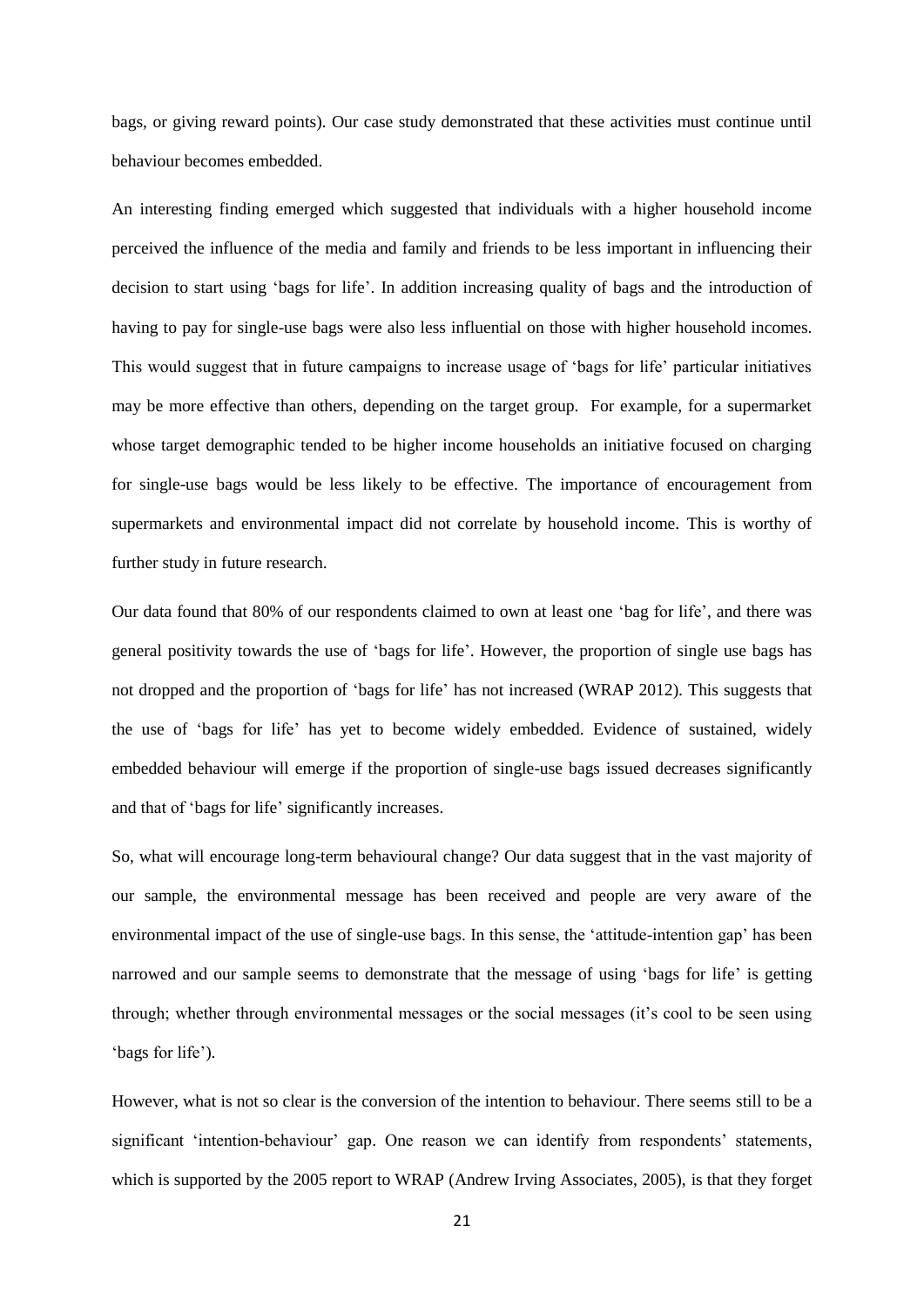bags, or giving reward points). Our case study demonstrated that these activities must continue until behaviour becomes embedded.

An interesting finding emerged which suggested that individuals with a higher household income perceived the influence of the media and family and friends to be less important in influencing their decision to start using 'bags for life'. In addition increasing quality of bags and the introduction of having to pay for single-use bags were also less influential on those with higher household incomes. This would suggest that in future campaigns to increase usage of 'bags for life' particular initiatives may be more effective than others, depending on the target group. For example, for a supermarket whose target demographic tended to be higher income households an initiative focused on charging for single-use bags would be less likely to be effective. The importance of encouragement from supermarkets and environmental impact did not correlate by household income. This is worthy of further study in future research.

Our data found that 80% of our respondents claimed to own at least one 'bag for life', and there was general positivity towards the use of 'bags for life'. However, the proportion of single use bags has not dropped and the proportion of 'bags for life' has not increased (WRAP 2012). This suggests that the use of 'bags for life' has yet to become widely embedded. Evidence of sustained, widely embedded behaviour will emerge if the proportion of single-use bags issued decreases significantly and that of 'bags for life' significantly increases.

So, what will encourage long-term behavioural change? Our data suggest that in the vast majority of our sample, the environmental message has been received and people are very aware of the environmental impact of the use of single-use bags. In this sense, the 'attitude-intention gap' has been narrowed and our sample seems to demonstrate that the message of using 'bags for life' is getting through; whether through environmental messages or the social messages (it's cool to be seen using 'bags for life').

However, what is not so clear is the conversion of the intention to behaviour. There seems still to be a significant 'intention-behaviour' gap. One reason we can identify from respondents' statements, which is supported by the 2005 report to WRAP (Andrew Irving Associates, 2005), is that they forget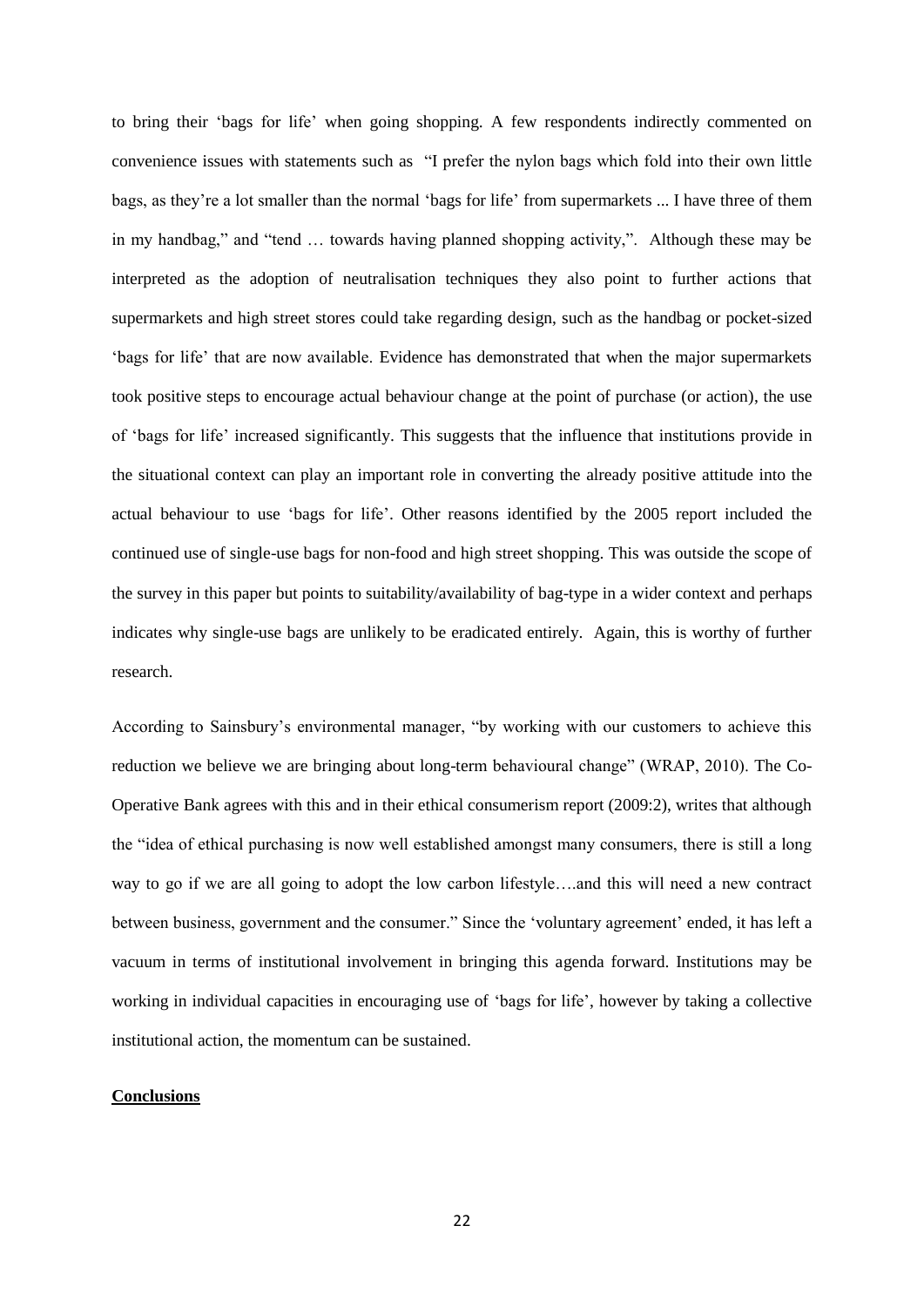to bring their 'bags for life' when going shopping. A few respondents indirectly commented on convenience issues with statements such as "I prefer the nylon bags which fold into their own little bags, as they're a lot smaller than the normal 'bags for life' from supermarkets ... I have three of them in my handbag," and "tend … towards having planned shopping activity,". Although these may be interpreted as the adoption of neutralisation techniques they also point to further actions that supermarkets and high street stores could take regarding design, such as the handbag or pocket-sized 'bags for life' that are now available. Evidence has demonstrated that when the major supermarkets took positive steps to encourage actual behaviour change at the point of purchase (or action), the use of 'bags for life' increased significantly. This suggests that the influence that institutions provide in the situational context can play an important role in converting the already positive attitude into the actual behaviour to use 'bags for life'. Other reasons identified by the 2005 report included the continued use of single-use bags for non-food and high street shopping. This was outside the scope of the survey in this paper but points to suitability/availability of bag-type in a wider context and perhaps indicates why single-use bags are unlikely to be eradicated entirely. Again, this is worthy of further research.

According to Sainsbury's environmental manager, "by working with our customers to achieve this reduction we believe we are bringing about long-term behavioural change" (WRAP, 2010). The Co-Operative Bank agrees with this and in their ethical consumerism report (2009:2), writes that although the "idea of ethical purchasing is now well established amongst many consumers, there is still a long way to go if we are all going to adopt the low carbon lifestyle….and this will need a new contract between business, government and the consumer." Since the 'voluntary agreement' ended, it has left a vacuum in terms of institutional involvement in bringing this agenda forward. Institutions may be working in individual capacities in encouraging use of 'bags for life', however by taking a collective institutional action, the momentum can be sustained.

## Conclusions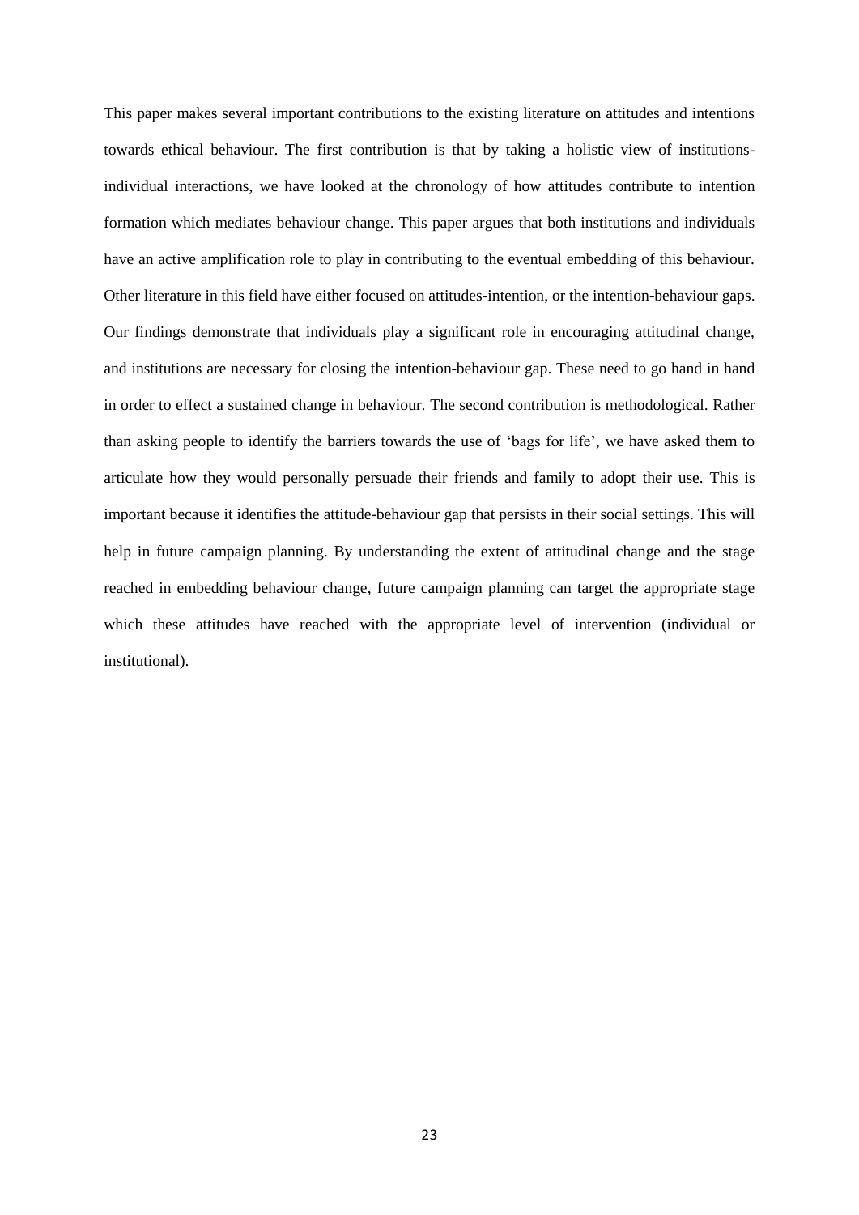This paper makes several important contributions to the existing literature on attitudes and intentions towards ethical behaviour. The first contribution is that by taking a holistic view of institutions-individual interactions, we have looked at the chronology of how attitudes contribute to intention formation which mediates behaviour change. This paper argues that both institutions and individuals have an active amplification role to play in contributing to the eventual embedding of this behaviour. Other literature in this field have either focused on attitudes-intention, or the intention-behaviour gaps. Our findings demonstrate that individuals play a significant role in encouraging attitudinal change, and institutions are necessary for closing the intention-behaviour gap. These need to go hand in hand in order to effect a sustained change in behaviour. The second contribution is methodological. Rather than asking people to identify the barriers towards the use of 'bags for life', we have asked them to articulate how they would personally persuade their friends and family to adopt their use. This is important because it identifies the attitude-behaviour gap that persists in their social settings. This will help in future campaign planning. By understanding the extent of attitudinal change and the stage reached in embedding behaviour change, future campaign planning can target the appropriate stage which these attitudes have reached with the appropriate level of intervention (individual or institutional).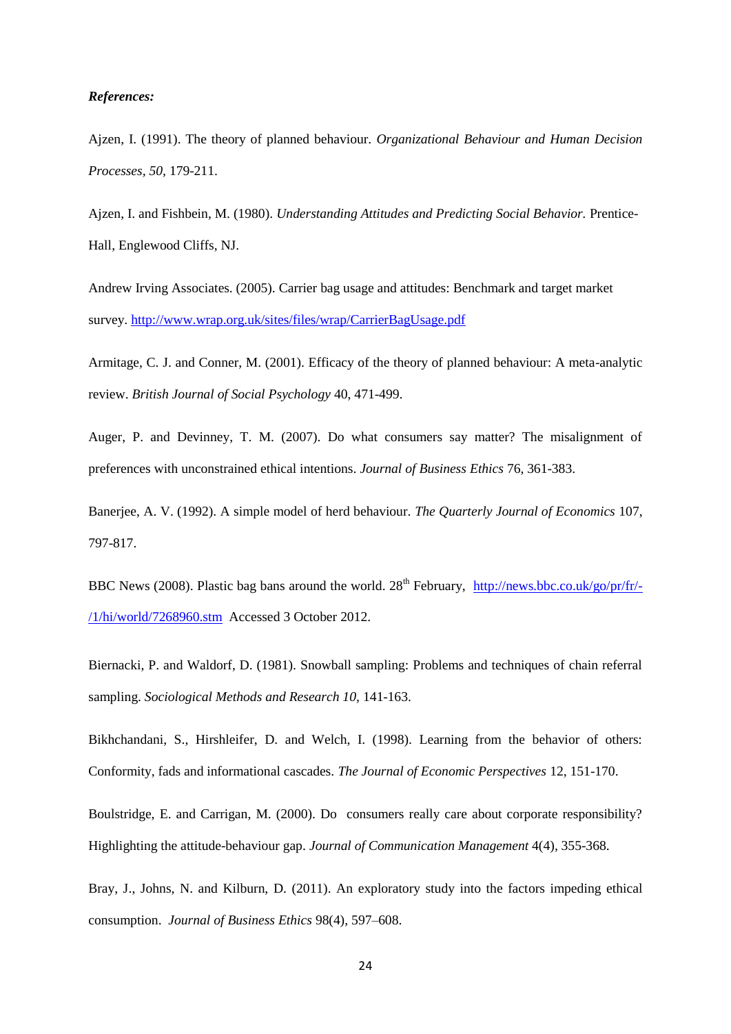***References:***

Ajzen, I. (1991). The theory of planned behaviour. *Organizational Behaviour and Human Decision Processes, 50,* 179-211.

Ajzen, I. and Fishbein, M. (1980). *Understanding Attitudes and Predicting Social Behavior.* Prentice-Hall, Englewood Cliffs, NJ.

Andrew Irving Associates. (2005). Carrier bag usage and attitudes: Benchmark and target market survey. http://www.wrap.org.uk/sites/files/wrap/CarrierBagUsage.pdf

Armitage, C. J. and Conner, M. (2001). Efficacy of the theory of planned behaviour: A meta-analytic review. *British Journal of Social Psychology* 40, 471-499.

Auger, P. and Devinney, T. M. (2007). Do what consumers say matter? The misalignment of preferences with unconstrained ethical intentions. *Journal of Business Ethics* 76, 361-383.

Banerjee, A. V. (1992). A simple model of herd behaviour. *The Quarterly Journal of Economics* 107, 797-817.

BBC News (2008). Plastic bag bans around the world. 28th February, http://news.bbc.co.uk/go/pr/fr/-/1/hi/world/7268960.stm Accessed 3 October 2012.

Biernacki, P. and Waldorf, D. (1981). Snowball sampling: Problems and techniques of chain referral sampling. *Sociological Methods and Research 10,* 141-163.

Bikhchandani, S., Hirshleifer, D. and Welch, I. (1998). Learning from the behavior of others: Conformity, fads and informational cascades. *The Journal of Economic Perspectives* 12, 151-170.

Boulstridge, E. and Carrigan, M. (2000). Do consumers really care about corporate responsibility? Highlighting the attitude-behaviour gap. *Journal of Communication Management* 4(4), 355-368.

Bray, J., Johns, N. and Kilburn, D. (2011). An exploratory study into the factors impeding ethical consumption. *Journal of Business Ethics* 98(4), 597–608.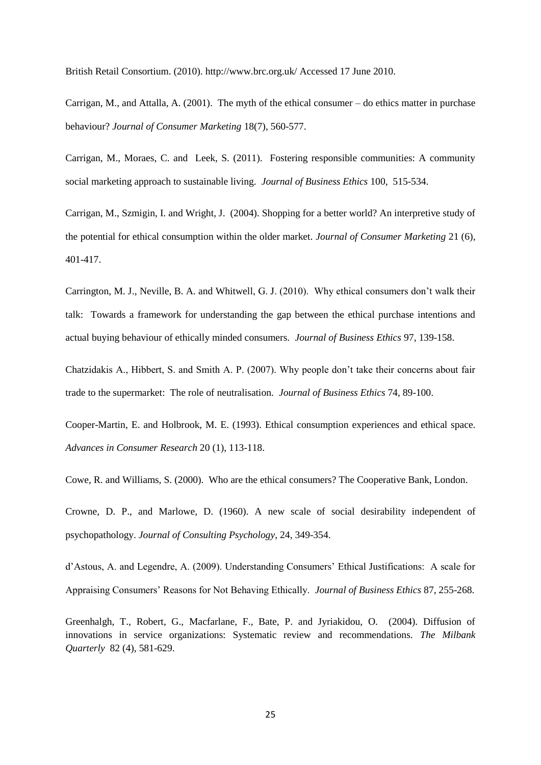British Retail Consortium. (2010). http://www.brc.org.uk/ Accessed 17 June 2010.

Carrigan, M., and Attalla, A. (2001). The myth of the ethical consumer – do ethics matter in purchase behaviour? *Journal of Consumer Marketing* 18(7), 560-577.

Carrigan, M., Moraes, C. and Leek, S. (2011). Fostering responsible communities: A community social marketing approach to sustainable living. *Journal of Business Ethics* 100, 515-534.

Carrigan, M., Szmigin, I. and Wright, J. (2004). Shopping for a better world? An interpretive study of the potential for ethical consumption within the older market. *Journal of Consumer Marketing* 21 (6), 401-417.

Carrington, M. J., Neville, B. A. and Whitwell, G. J. (2010). Why ethical consumers don't walk their talk: Towards a framework for understanding the gap between the ethical purchase intentions and actual buying behaviour of ethically minded consumers. *Journal of Business Ethics* 97, 139-158.

Chatzidakis A., Hibbert, S. and Smith A. P. (2007). Why people don't take their concerns about fair trade to the supermarket: The role of neutralisation. *Journal of Business Ethics* 74, 89-100.

Cooper-Martin, E. and Holbrook, M. E. (1993). Ethical consumption experiences and ethical space. *Advances in Consumer Research* 20 (1), 113-118.

Cowe, R. and Williams, S. (2000). Who are the ethical consumers? The Cooperative Bank, London.

Crowne, D. P., and Marlowe, D. (1960). A new scale of social desirability independent of psychopathology. *Journal of Consulting Psychology*, 24, 349-354.

d'Astous, A. and Legendre, A. (2009). Understanding Consumers' Ethical Justifications: A scale for Appraising Consumers' Reasons for Not Behaving Ethically. *Journal of Business Ethics* 87, 255-268.

Greenhalgh, T., Robert, G., Macfarlane, F., Bate, P. and Jyriakidou, O. (2004). Diffusion of innovations in service organizations: Systematic review and recommendations. *The Milbank Quarterly* 82 (4), 581-629.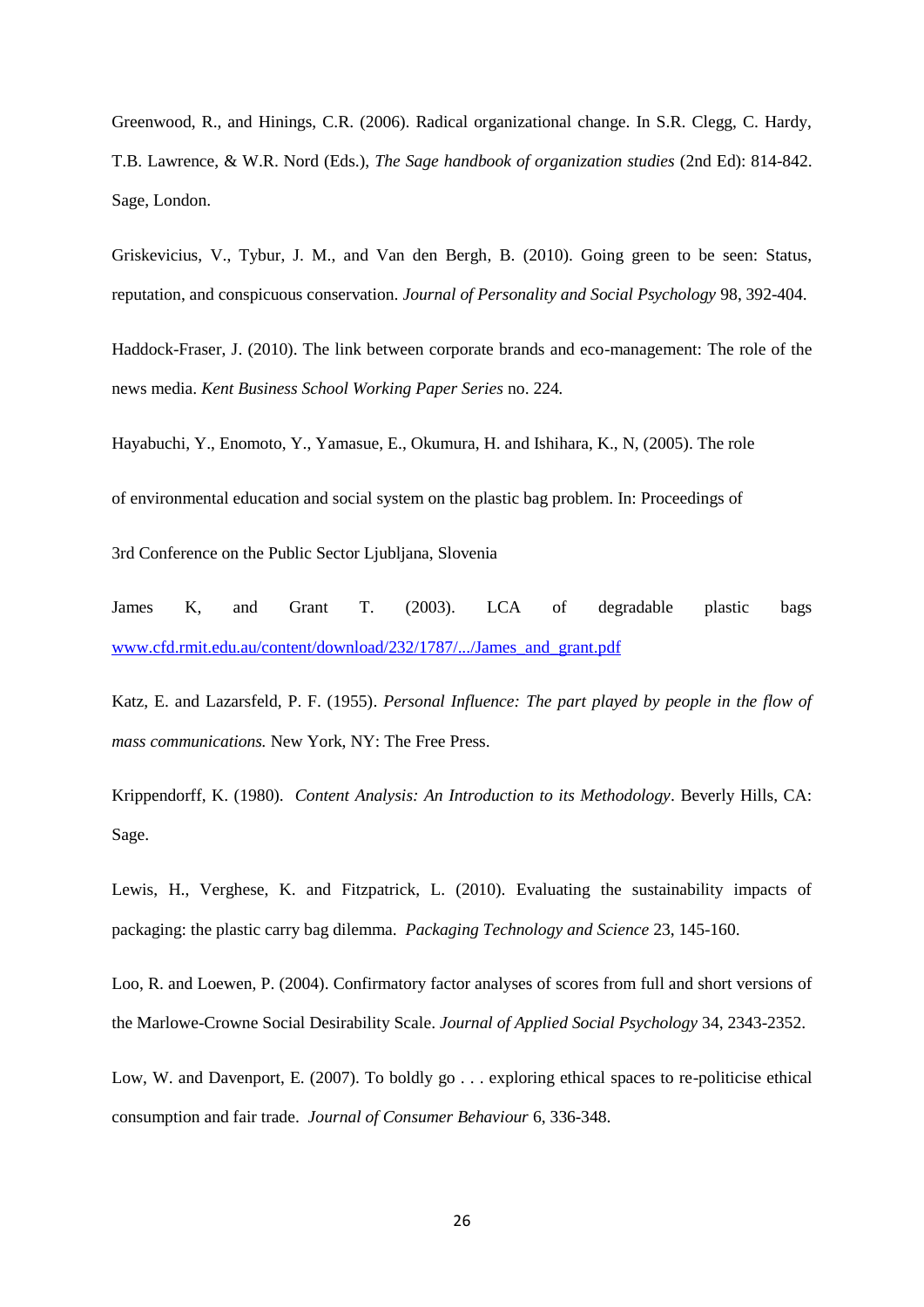Greenwood, R., and Hinings, C.R. (2006). Radical organizational change. In S.R. Clegg, C. Hardy, T.B. Lawrence, & W.R. Nord (Eds.), *The Sage handbook of organization studies* (2nd Ed): 814-842. Sage, London.

Griskevicius, V., Tybur, J. M., and Van den Bergh, B. (2010). Going green to be seen: Status, reputation, and conspicuous conservation. *Journal of Personality and Social Psychology* 98, 392-404.

Haddock-Fraser, J. (2010). The link between corporate brands and eco-management: The role of the news media. *Kent Business School Working Paper Series* no. 224.

Hayabuchi, Y., Enomoto, Y., Yamasue, E., Okumura, H. and Ishihara, K., N, (2005). The role of environmental education and social system on the plastic bag problem. In: Proceedings of 3rd Conference on the Public Sector Ljubljana, Slovenia

James K, and Grant T. (2003). LCA of degradable plastic bags [www.cfd.rmit.edu.au/content/download/232/1787/.../James_and_grant.pdf](www.cfd.rmit.edu.au/content/download/232/1787/.../James_and_grant.pdf)

Katz, E. and Lazarsfeld, P. F. (1955). *Personal Influence: The part played by people in the flow of mass communications.* New York, NY: The Free Press.

Krippendorff, K. (1980). *Content Analysis: An Introduction to its Methodology*. Beverly Hills, CA: Sage.

Lewis, H., Verghese, K. and Fitzpatrick, L. (2010). Evaluating the sustainability impacts of packaging: the plastic carry bag dilemma. *Packaging Technology and Science* 23, 145-160.

Loo, R. and Loewen, P. (2004). Confirmatory factor analyses of scores from full and short versions of the Marlowe-Crowne Social Desirability Scale. *Journal of Applied Social Psychology* 34, 2343-2352.

Low, W. and Davenport, E. (2007). To boldly go . . . exploring ethical spaces to re-politicise ethical consumption and fair trade. *Journal of Consumer Behaviour* 6, 336-348.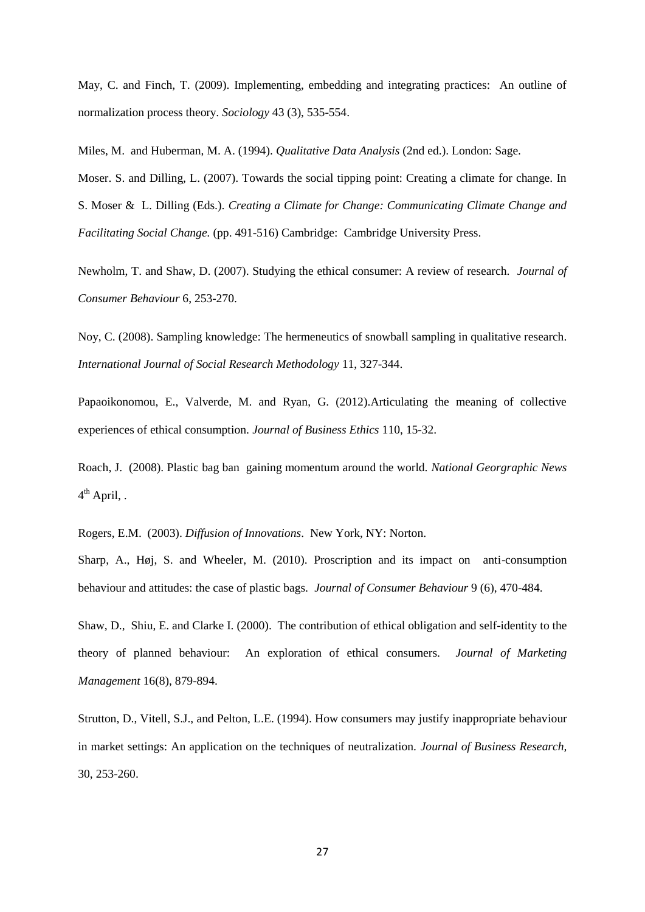May, C. and Finch, T. (2009). Implementing, embedding and integrating practices: An outline of normalization process theory. *Sociology* 43 (3), 535-554.

Miles, M. and Huberman, M. A. (1994). *Qualitative Data Analysis* (2nd ed.). London: Sage.

Moser. S. and Dilling, L. (2007). Towards the social tipping point: Creating a climate for change. In S. Moser & L. Dilling (Eds.). *Creating a Climate for Change: Communicating Climate Change and Facilitating Social Change.* (pp. 491-516) Cambridge: Cambridge University Press.

Newholm, T. and Shaw, D. (2007). Studying the ethical consumer: A review of research. *Journal of Consumer Behaviour* 6, 253-270.

Noy, C. (2008). Sampling knowledge: The hermeneutics of snowball sampling in qualitative research. *International Journal of Social Research Methodology* 11, 327-344.

Papaoikonomou, E., Valverde, M. and Ryan, G. (2012).Articulating the meaning of collective experiences of ethical consumption. *Journal of Business Ethics* 110, 15-32.

Roach, J. (2008). Plastic bag ban gaining momentum around the world. *National Georgraphic News* 4th April, .

Rogers, E.M. (2003). *Diffusion of Innovations*. New York, NY: Norton.

Sharp, A., Høj, S. and Wheeler, M. (2010). Proscription and its impact on anti-consumption behaviour and attitudes: the case of plastic bags. *Journal of Consumer Behaviour* 9 (6), 470-484.

Shaw, D., Shiu, E. and Clarke I. (2000). The contribution of ethical obligation and self-identity to the theory of planned behaviour: An exploration of ethical consumers. *Journal of Marketing Management* 16(8), 879-894.

Strutton, D., Vitell, S.J., and Pelton, L.E. (1994). How consumers may justify inappropriate behaviour in market settings: An application on the techniques of neutralization. *Journal of Business Research,* 30, 253-260.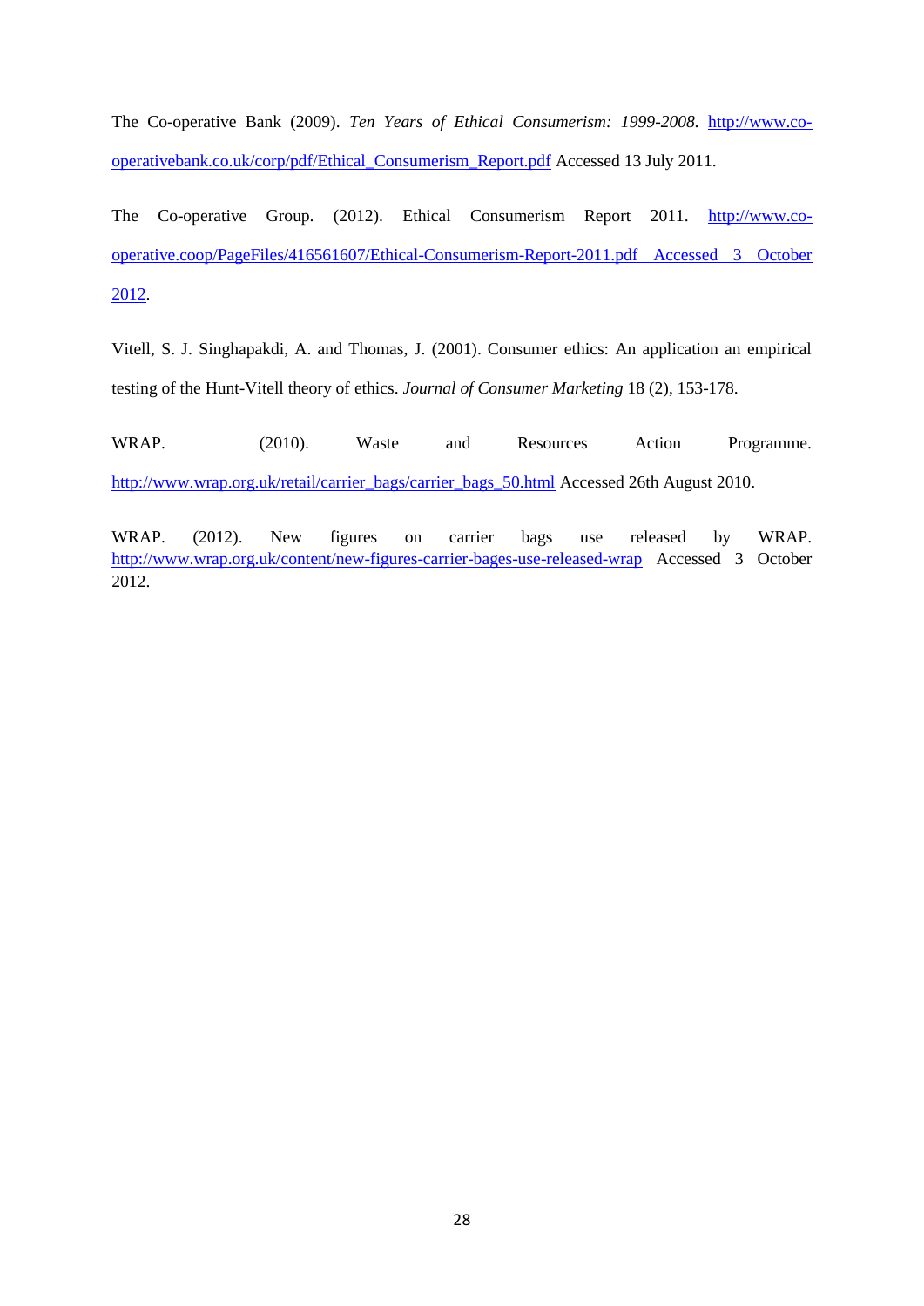The Co-operative Bank (2009). *Ten Years of Ethical Consumerism: 1999-2008*. http://www.co-operativebank.co.uk/corp/pdf/Ethical_Consumerism_Report.pdf Accessed 13 July 2011.

The Co-operative Group. (2012). Ethical Consumerism Report 2011. http://www.co-operative.coop/PageFiles/416561607/Ethical-Consumerism-Report-2011.pdf Accessed 3 October 2012.

Vitell, S. J. Singhapakdi, A. and Thomas, J. (2001). Consumer ethics: An application an empirical testing of the Hunt-Vitell theory of ethics. *Journal of Consumer Marketing* 18 (2), 153-178.

WRAP. (2010). Waste and Resources Action Programme. http://www.wrap.org.uk/retail/carrier_bags/carrier_bags_50.html Accessed 26th August 2010.

WRAP. (2012). New figures on carrier bags use released by WRAP. http://www.wrap.org.uk/content/new-figures-carrier-bages-use-released-wrap Accessed 3 October 2012.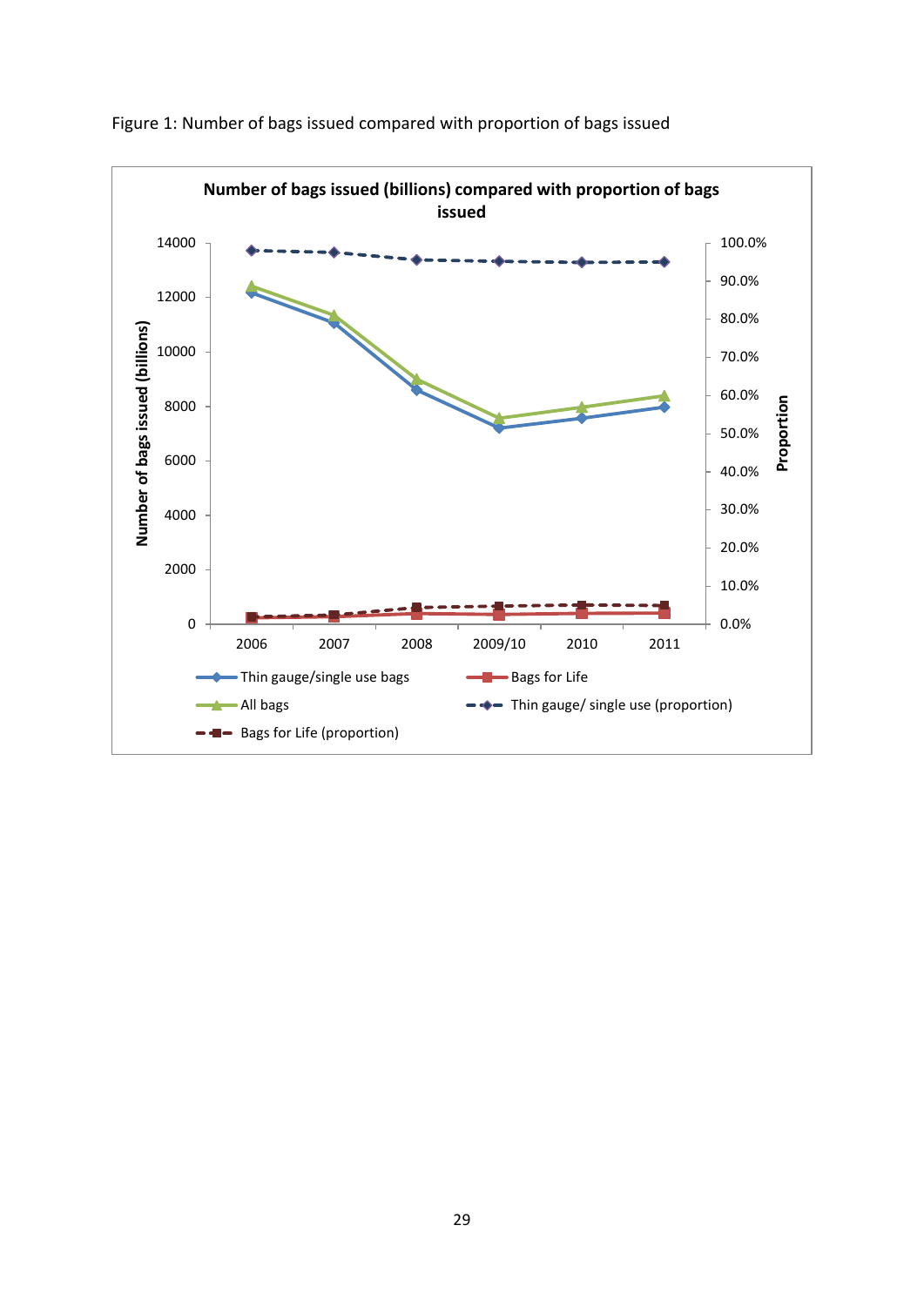Figure 1: Number of bags issued compared with proportion of bags issued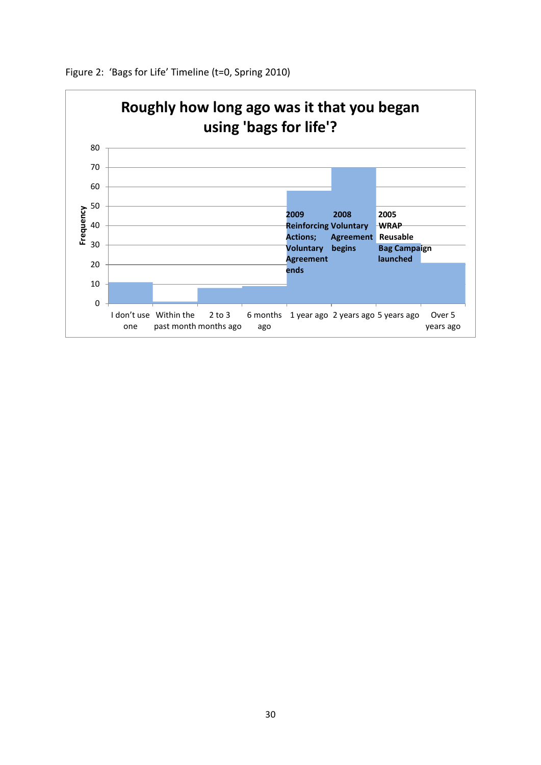Figure 2: 'Bags for Life' Timeline (t=0, Spring 2010)

Roughly how long ago was it that you began using 'bags for life'?

Frequency

80
70
60
50
40
30
20
10
0

I don't use one
Within the past month
2 to 3 months ago
6 months ago
1 year ago
2 years ago
5 years ago
Over 5 years ago

2009 Reinforcing Actions; Voluntary Agreement ends

2008 Voluntary Agreement begins

2005 WRAP Reusable Bag Campaign launched